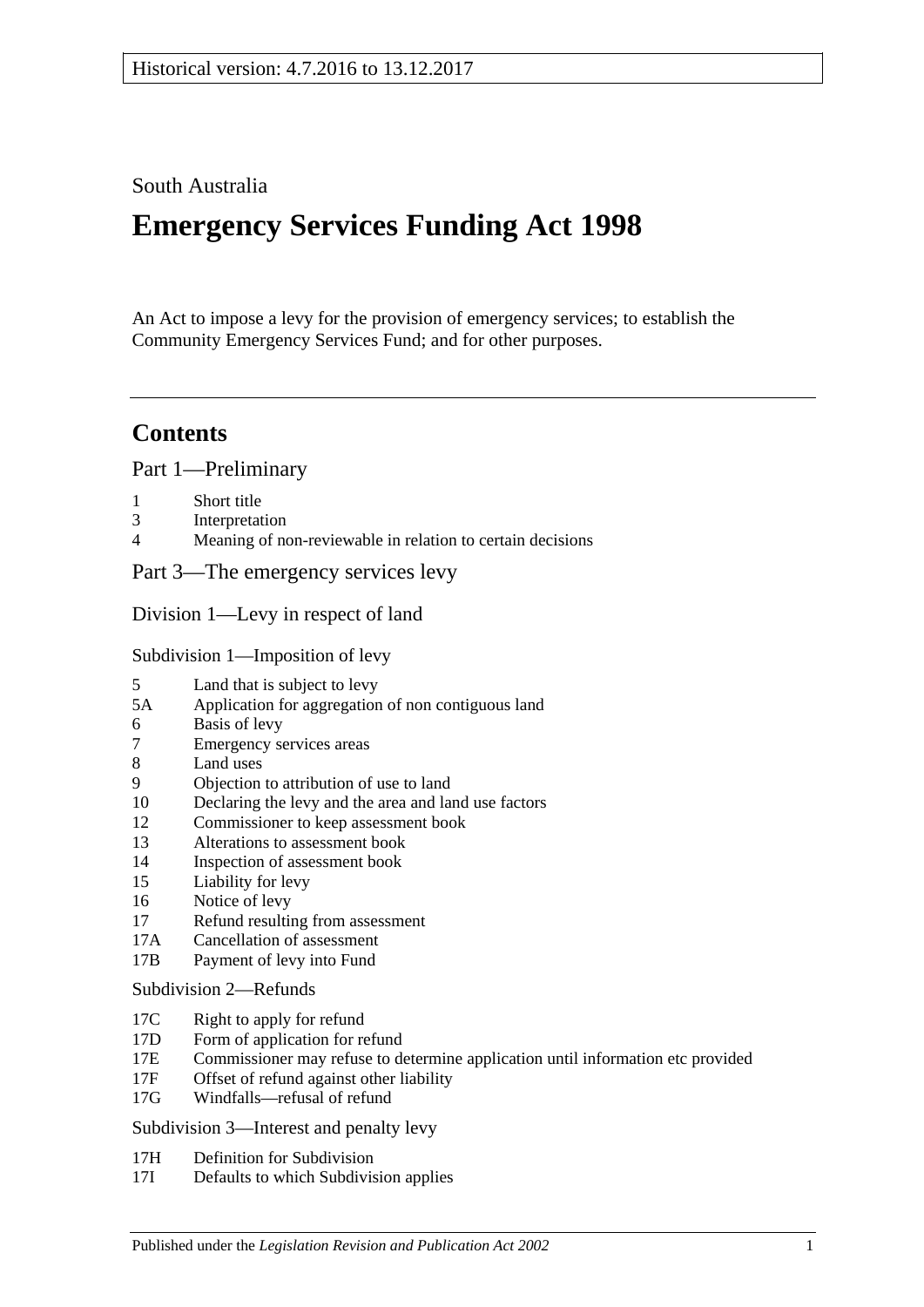Historical version: 4.7.2016 to 13.12.2017

South Australia

# Emergency Services Funding Act 1998

An Act to impose a levy for the provision of emergency services; to establish the Community Emergency Services Fund; and for other purposes.

---

## Contents

### Part 1—Preliminary

1 Short title
3 Interpretation
4 Meaning of non-reviewable in relation to certain decisions

### Part 3—The emergency services levy

#### Division 1—Levy in respect of land

##### Subdivision 1—Imposition of levy

5 Land that is subject to levy
5A Application for aggregation of non contiguous land
6 Basis of levy
7 Emergency services areas
8 Land uses
9 Objection to attribution of use to land
10 Declaring the levy and the area and land use factors
12 Commissioner to keep assessment book
13 Alterations to assessment book
14 Inspection of assessment book
15 Liability for levy
16 Notice of levy
17 Refund resulting from assessment
17A Cancellation of assessment
17B Payment of levy into Fund

##### Subdivision 2—Refunds

17C Right to apply for refund
17D Form of application for refund
17E Commissioner may refuse to determine application until information etc provided
17F Offset of refund against other liability
17G Windfalls—refusal of refund

##### Subdivision 3—Interest and penalty levy

17H Definition for Subdivision
17I Defaults to which Subdivision applies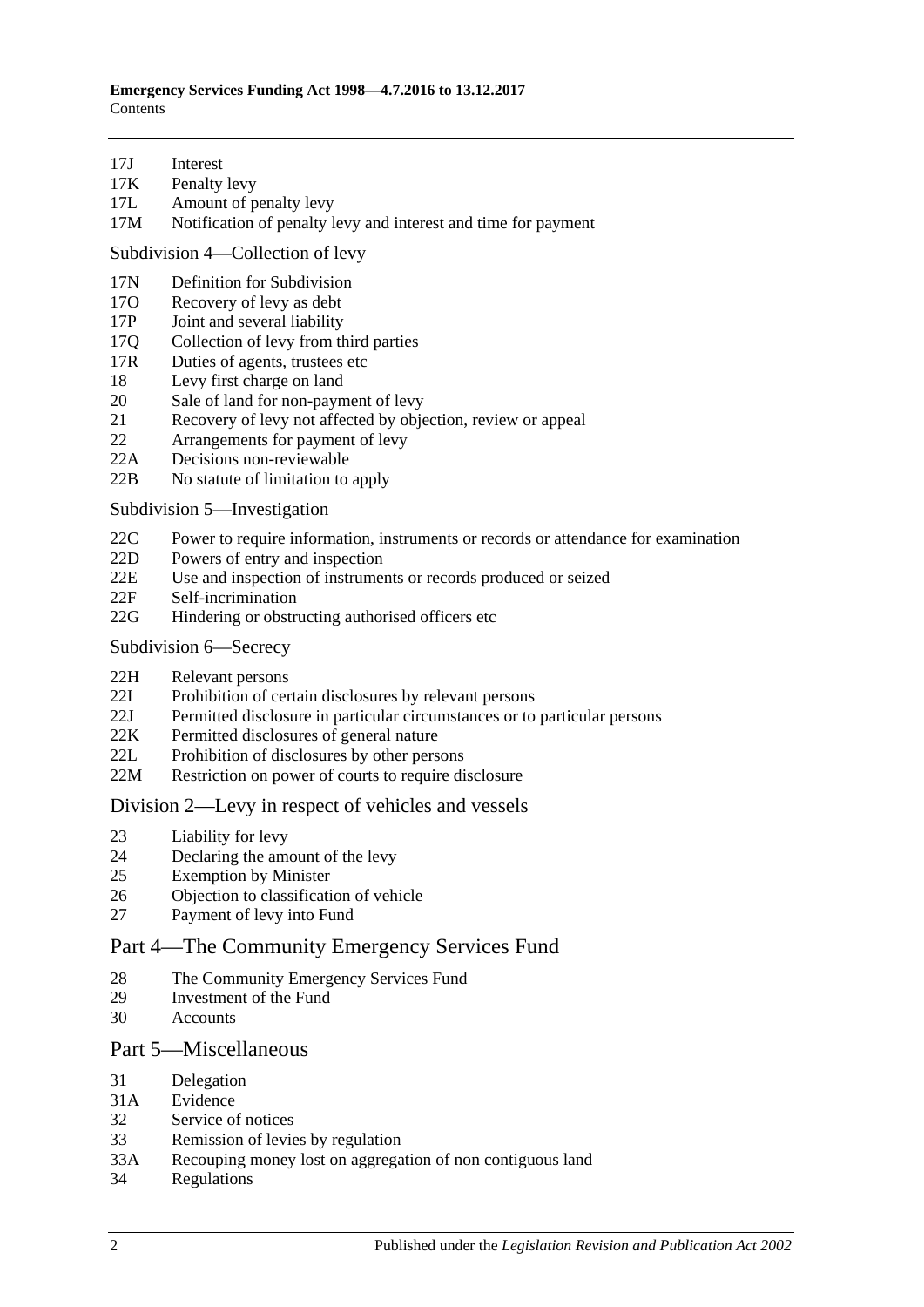17J Interest
17K Penalty levy
17L Amount of penalty levy
17M Notification of penalty levy and interest and time for payment

Subdivision 4—Collection of levy

17N Definition for Subdivision
17O Recovery of levy as debt
17P Joint and several liability
17Q Collection of levy from third parties
17R Duties of agents, trustees etc
18 Levy first charge on land
20 Sale of land for non-payment of levy
21 Recovery of levy not affected by objection, review or appeal
22 Arrangements for payment of levy
22A Decisions non-reviewable
22B No statute of limitation to apply

Subdivision 5—Investigation

22C Power to require information, instruments or records or attendance for examination
22D Powers of entry and inspection
22E Use and inspection of instruments or records produced or seized
22F Self-incrimination
22G Hindering or obstructing authorised officers etc

Subdivision 6—Secrecy

22H Relevant persons
22I Prohibition of certain disclosures by relevant persons
22J Permitted disclosure in particular circumstances or to particular persons
22K Permitted disclosures of general nature
22L Prohibition of disclosures by other persons
22M Restriction on power of courts to require disclosure

## Division 2—Levy in respect of vehicles and vessels

23 Liability for levy
24 Declaring the amount of the levy
25 Exemption by Minister
26 Objection to classification of vehicle
27 Payment of levy into Fund

## Part 4—The Community Emergency Services Fund

28 The Community Emergency Services Fund
29 Investment of the Fund
30 Accounts

## Part 5—Miscellaneous

31 Delegation
31A Evidence
32 Service of notices
33 Remission of levies by regulation
33A Recouping money lost on aggregation of non contiguous land
34 Regulations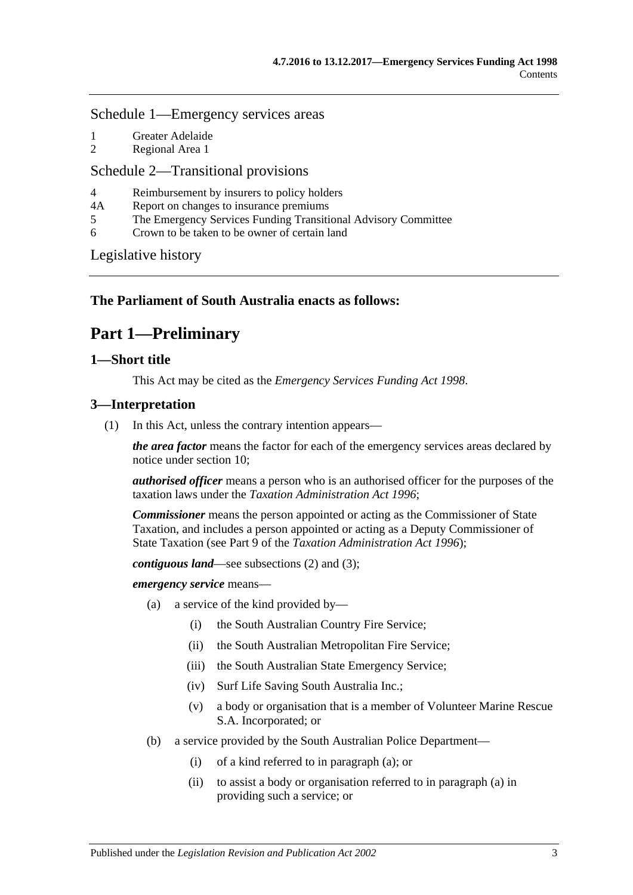Schedule 1—Emergency services areas

1 Greater Adelaide
2 Regional Area 1

Schedule 2—Transitional provisions

4 Reimbursement by insurers to policy holders
4A Report on changes to insurance premiums
5 The Emergency Services Funding Transitional Advisory Committee
6 Crown to be taken to be owner of certain land

Legislative history

**The Parliament of South Australia enacts as follows:**

# Part 1—Preliminary

## 1—Short title

This Act may be cited as the *Emergency Services Funding Act 1998*.

## 3—Interpretation

(1) In this Act, unless the contrary intention appears—

***the area factor*** means the factor for each of the emergency services areas declared by notice under section 10;

***authorised officer*** means a person who is an authorised officer for the purposes of the taxation laws under the *Taxation Administration Act 1996*;

***Commissioner*** means the person appointed or acting as the Commissioner of State Taxation, and includes a person appointed or acting as a Deputy Commissioner of State Taxation (see Part 9 of the *Taxation Administration Act 1996*);

***contiguous land***—see subsections (2) and (3);

***emergency service*** means—

(a) a service of the kind provided by—

(i) the South Australian Country Fire Service;

(ii) the South Australian Metropolitan Fire Service;

(iii) the South Australian State Emergency Service;

(iv) Surf Life Saving South Australia Inc.;

(v) a body or organisation that is a member of Volunteer Marine Rescue S.A. Incorporated; or

(b) a service provided by the South Australian Police Department—

(i) of a kind referred to in paragraph (a); or

(ii) to assist a body or organisation referred to in paragraph (a) in providing such a service; or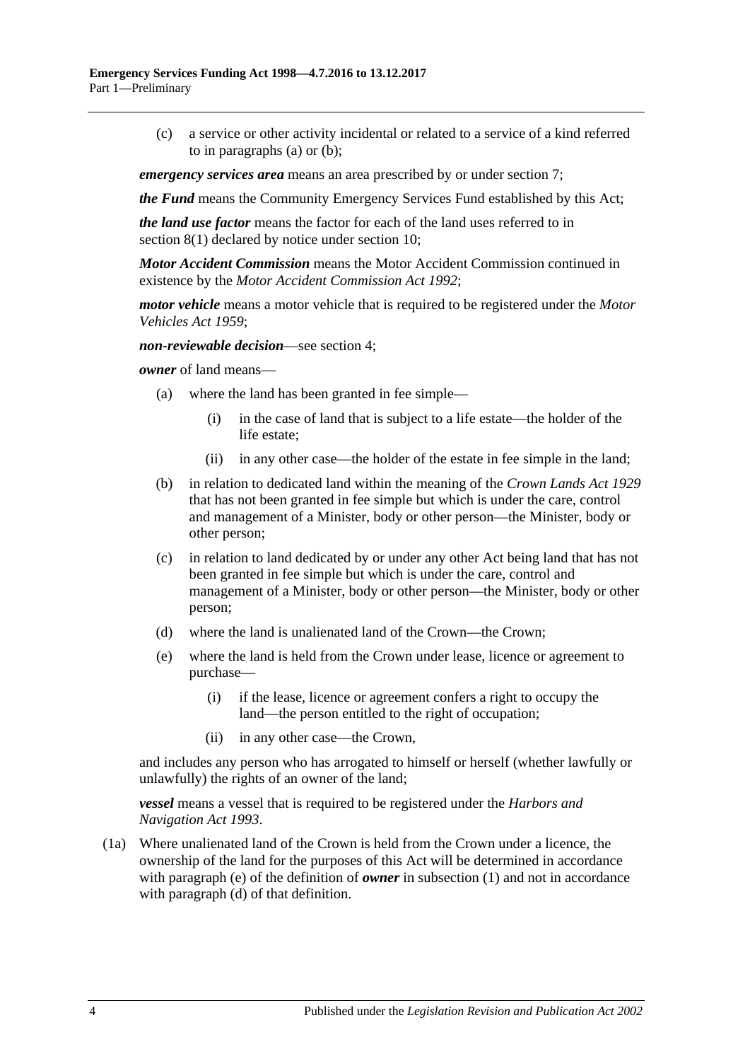(c) a service or other activity incidental or related to a service of a kind referred to in paragraphs (a) or (b);

***emergency services area*** means an area prescribed by or under section 7;

***the Fund*** means the Community Emergency Services Fund established by this Act;

***the land use factor*** means the factor for each of the land uses referred to in section 8(1) declared by notice under section 10;

***Motor Accident Commission*** means the Motor Accident Commission continued in existence by the *Motor Accident Commission Act 1992*;

***motor vehicle*** means a motor vehicle that is required to be registered under the *Motor Vehicles Act 1959*;

***non-reviewable decision***—see section 4;

***owner*** of land means—

(a) where the land has been granted in fee simple—

(i) in the case of land that is subject to a life estate—the holder of the life estate;

(ii) in any other case—the holder of the estate in fee simple in the land;

(b) in relation to dedicated land within the meaning of the *Crown Lands Act 1929* that has not been granted in fee simple but which is under the care, control and management of a Minister, body or other person—the Minister, body or other person;

(c) in relation to land dedicated by or under any other Act being land that has not been granted in fee simple but which is under the care, control and management of a Minister, body or other person—the Minister, body or other person;

(d) where the land is unalienated land of the Crown—the Crown;

(e) where the land is held from the Crown under lease, licence or agreement to purchase—

(i) if the lease, licence or agreement confers a right to occupy the land—the person entitled to the right of occupation;

(ii) in any other case—the Crown,

and includes any person who has arrogated to himself or herself (whether lawfully or unlawfully) the rights of an owner of the land;

***vessel*** means a vessel that is required to be registered under the *Harbors and Navigation Act 1993*.

(1a) Where unalienated land of the Crown is held from the Crown under a licence, the ownership of the land for the purposes of this Act will be determined in accordance with paragraph (e) of the definition of ***owner*** in subsection (1) and not in accordance with paragraph (d) of that definition.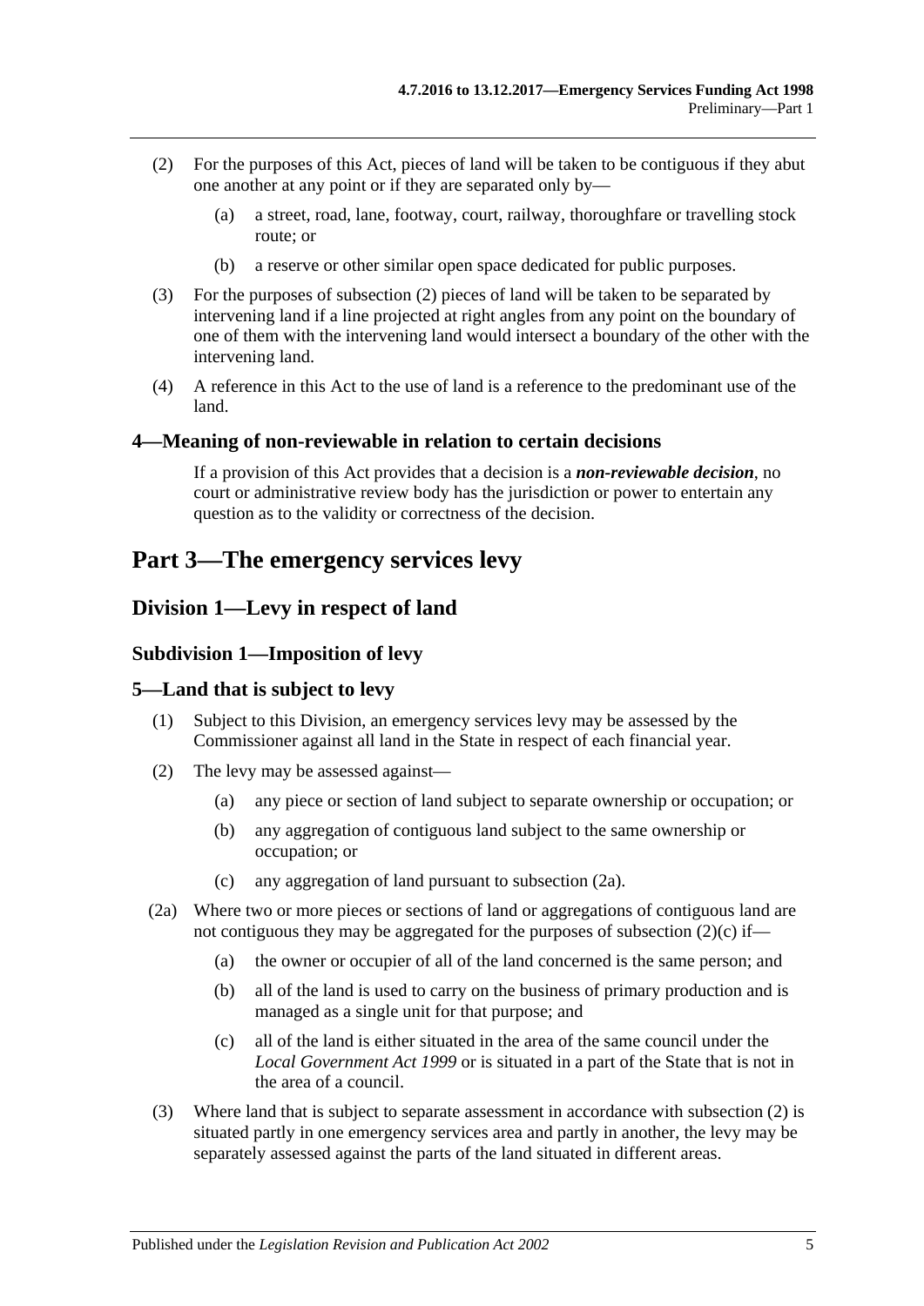(2) For the purposes of this Act, pieces of land will be taken to be contiguous if they abut one another at any point or if they are separated only by—

(a) a street, road, lane, footway, court, railway, thoroughfare or travelling stock route; or

(b) a reserve or other similar open space dedicated for public purposes.

(3) For the purposes of subsection (2) pieces of land will be taken to be separated by intervening land if a line projected at right angles from any point on the boundary of one of them with the intervening land would intersect a boundary of the other with the intervening land.

(4) A reference in this Act to the use of land is a reference to the predominant use of the land.

### 4—Meaning of non-reviewable in relation to certain decisions

If a provision of this Act provides that a decision is a ***non-reviewable decision***, no court or administrative review body has the jurisdiction or power to entertain any question as to the validity or correctness of the decision.

# Part 3—The emergency services levy

## Division 1—Levy in respect of land

### Subdivision 1—Imposition of levy

### 5—Land that is subject to levy

(1) Subject to this Division, an emergency services levy may be assessed by the Commissioner against all land in the State in respect of each financial year.

(2) The levy may be assessed against—

(a) any piece or section of land subject to separate ownership or occupation; or

(b) any aggregation of contiguous land subject to the same ownership or occupation; or

(c) any aggregation of land pursuant to subsection (2a).

(2a) Where two or more pieces or sections of land or aggregations of contiguous land are not contiguous they may be aggregated for the purposes of subsection (2)(c) if—

(a) the owner or occupier of all of the land concerned is the same person; and

(b) all of the land is used to carry on the business of primary production and is managed as a single unit for that purpose; and

(c) all of the land is either situated in the area of the same council under the *Local Government Act 1999* or is situated in a part of the State that is not in the area of a council.

(3) Where land that is subject to separate assessment in accordance with subsection (2) is situated partly in one emergency services area and partly in another, the levy may be separately assessed against the parts of the land situated in different areas.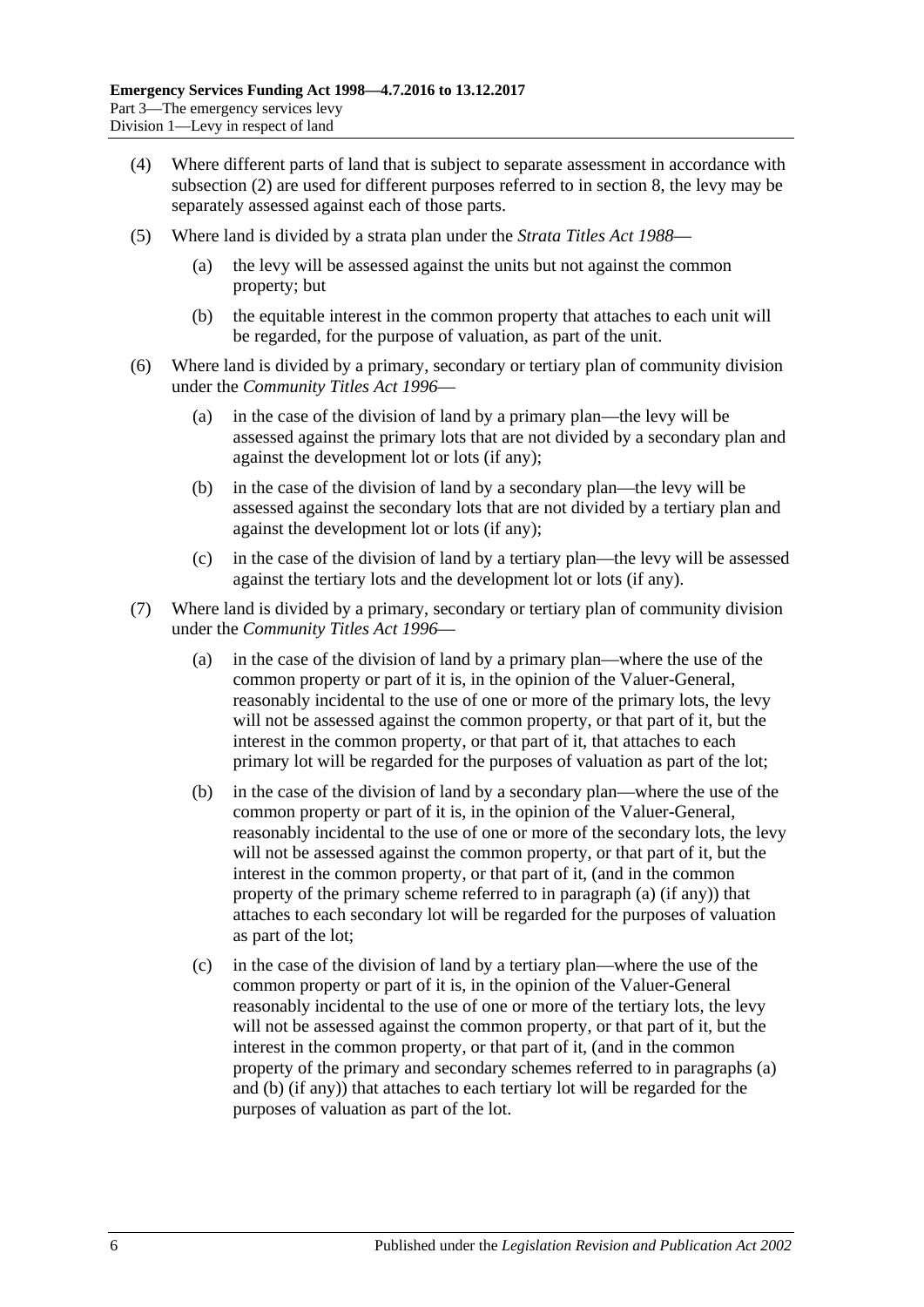(4) Where different parts of land that is subject to separate assessment in accordance with subsection (2) are used for different purposes referred to in section 8, the levy may be separately assessed against each of those parts.

(5) Where land is divided by a strata plan under the *Strata Titles Act 1988*—

  (a) the levy will be assessed against the units but not against the common property; but

  (b) the equitable interest in the common property that attaches to each unit will be regarded, for the purpose of valuation, as part of the unit.

(6) Where land is divided by a primary, secondary or tertiary plan of community division under the *Community Titles Act 1996*—

  (a) in the case of the division of land by a primary plan—the levy will be assessed against the primary lots that are not divided by a secondary plan and against the development lot or lots (if any);

  (b) in the case of the division of land by a secondary plan—the levy will be assessed against the secondary lots that are not divided by a tertiary plan and against the development lot or lots (if any);

  (c) in the case of the division of land by a tertiary plan—the levy will be assessed against the tertiary lots and the development lot or lots (if any).

(7) Where land is divided by a primary, secondary or tertiary plan of community division under the *Community Titles Act 1996*—

  (a) in the case of the division of land by a primary plan—where the use of the common property or part of it is, in the opinion of the Valuer-General, reasonably incidental to the use of one or more of the primary lots, the levy will not be assessed against the common property, or that part of it, but the interest in the common property, or that part of it, that attaches to each primary lot will be regarded for the purposes of valuation as part of the lot;

  (b) in the case of the division of land by a secondary plan—where the use of the common property or part of it is, in the opinion of the Valuer-General, reasonably incidental to the use of one or more of the secondary lots, the levy will not be assessed against the common property, or that part of it, but the interest in the common property, or that part of it, (and in the common property of the primary scheme referred to in paragraph (a) (if any)) that attaches to each secondary lot will be regarded for the purposes of valuation as part of the lot;

  (c) in the case of the division of land by a tertiary plan—where the use of the common property or part of it is, in the opinion of the Valuer-General reasonably incidental to the use of one or more of the tertiary lots, the levy will not be assessed against the common property, or that part of it, but the interest in the common property, or that part of it, (and in the common property of the primary and secondary schemes referred to in paragraphs (a) and (b) (if any)) that attaches to each tertiary lot will be regarded for the purposes of valuation as part of the lot.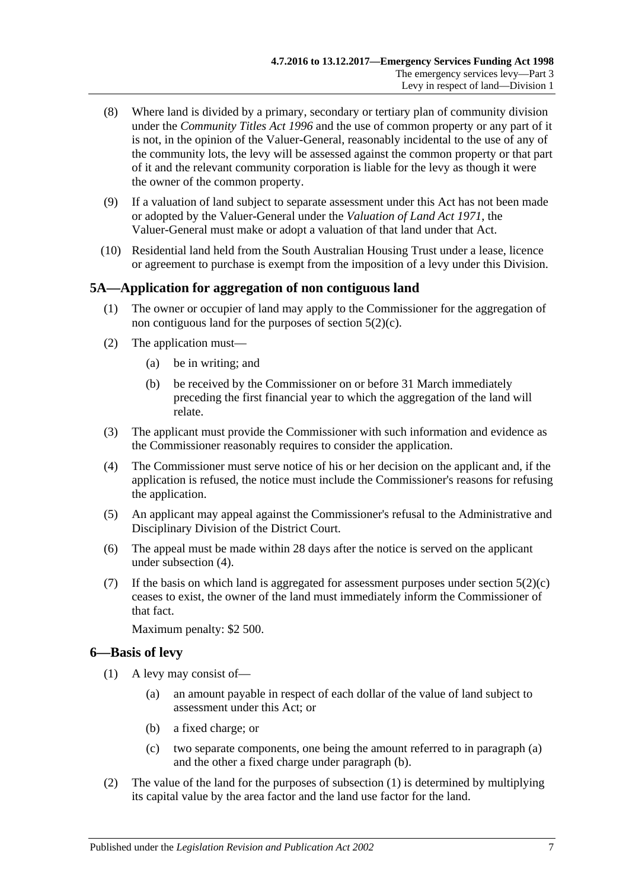(8) Where land is divided by a primary, secondary or tertiary plan of community division under the *Community Titles Act 1996* and the use of common property or any part of it is not, in the opinion of the Valuer-General, reasonably incidental to the use of any of the community lots, the levy will be assessed against the common property or that part of it and the relevant community corporation is liable for the levy as though it were the owner of the common property.

(9) If a valuation of land subject to separate assessment under this Act has not been made or adopted by the Valuer-General under the *Valuation of Land Act 1971*, the Valuer-General must make or adopt a valuation of that land under that Act.

(10) Residential land held from the South Australian Housing Trust under a lease, licence or agreement to purchase is exempt from the imposition of a levy under this Division.

## 5A—Application for aggregation of non contiguous land

(1) The owner or occupier of land may apply to the Commissioner for the aggregation of non contiguous land for the purposes of section 5(2)(c).

(2) The application must—

(a) be in writing; and

(b) be received by the Commissioner on or before 31 March immediately preceding the first financial year to which the aggregation of the land will relate.

(3) The applicant must provide the Commissioner with such information and evidence as the Commissioner reasonably requires to consider the application.

(4) The Commissioner must serve notice of his or her decision on the applicant and, if the application is refused, the notice must include the Commissioner's reasons for refusing the application.

(5) An applicant may appeal against the Commissioner's refusal to the Administrative and Disciplinary Division of the District Court.

(6) The appeal must be made within 28 days after the notice is served on the applicant under subsection (4).

(7) If the basis on which land is aggregated for assessment purposes under section 5(2)(c) ceases to exist, the owner of the land must immediately inform the Commissioner of that fact.

Maximum penalty: $2 500.

## 6—Basis of levy

(1) A levy may consist of—

(a) an amount payable in respect of each dollar of the value of land subject to assessment under this Act; or

(b) a fixed charge; or

(c) two separate components, one being the amount referred to in paragraph (a) and the other a fixed charge under paragraph (b).

(2) The value of the land for the purposes of subsection (1) is determined by multiplying its capital value by the area factor and the land use factor for the land.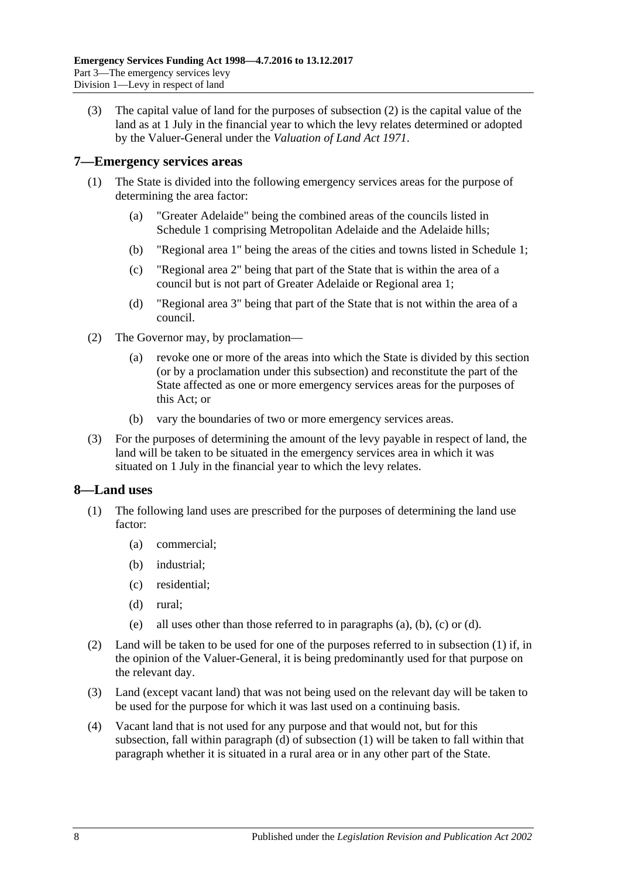(3) The capital value of land for the purposes of subsection (2) is the capital value of the land as at 1 July in the financial year to which the levy relates determined or adopted by the Valuer-General under the *Valuation of Land Act 1971*.

## 7—Emergency services areas

(1) The State is divided into the following emergency services areas for the purpose of determining the area factor:

(a) "Greater Adelaide" being the combined areas of the councils listed in Schedule 1 comprising Metropolitan Adelaide and the Adelaide hills;

(b) "Regional area 1" being the areas of the cities and towns listed in Schedule 1;

(c) "Regional area 2" being that part of the State that is within the area of a council but is not part of Greater Adelaide or Regional area 1;

(d) "Regional area 3" being that part of the State that is not within the area of a council.

(2) The Governor may, by proclamation—

(a) revoke one or more of the areas into which the State is divided by this section (or by a proclamation under this subsection) and reconstitute the part of the State affected as one or more emergency services areas for the purposes of this Act; or

(b) vary the boundaries of two or more emergency services areas.

(3) For the purposes of determining the amount of the levy payable in respect of land, the land will be taken to be situated in the emergency services area in which it was situated on 1 July in the financial year to which the levy relates.

## 8—Land uses

(1) The following land uses are prescribed for the purposes of determining the land use factor:

(a) commercial;

(b) industrial;

(c) residential;

(d) rural;

(e) all uses other than those referred to in paragraphs (a), (b), (c) or (d).

(2) Land will be taken to be used for one of the purposes referred to in subsection (1) if, in the opinion of the Valuer-General, it is being predominantly used for that purpose on the relevant day.

(3) Land (except vacant land) that was not being used on the relevant day will be taken to be used for the purpose for which it was last used on a continuing basis.

(4) Vacant land that is not used for any purpose and that would not, but for this subsection, fall within paragraph (d) of subsection (1) will be taken to fall within that paragraph whether it is situated in a rural area or in any other part of the State.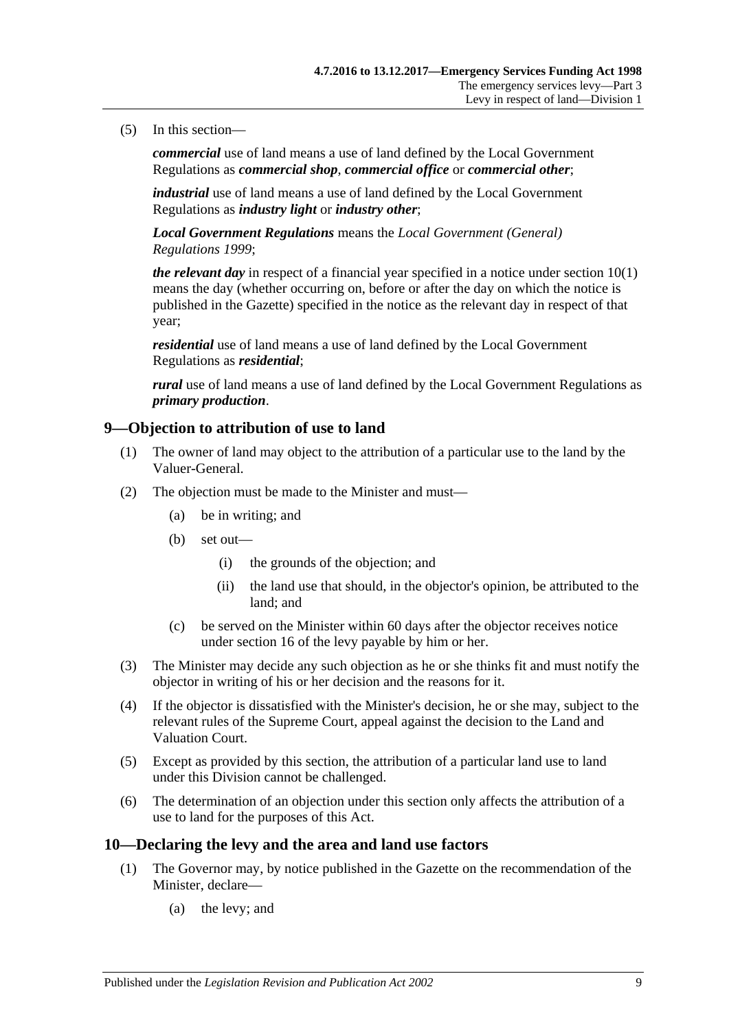(5) In this section—

***commercial*** use of land means a use of land defined by the Local Government Regulations as ***commercial shop***, ***commercial office*** or ***commercial other***;

***industrial*** use of land means a use of land defined by the Local Government Regulations as ***industry light*** or ***industry other***;

***Local Government Regulations*** means the *Local Government (General) Regulations 1999*;

***the relevant day*** in respect of a financial year specified in a notice under section 10(1) means the day (whether occurring on, before or after the day on which the notice is published in the Gazette) specified in the notice as the relevant day in respect of that year;

***residential*** use of land means a use of land defined by the Local Government Regulations as ***residential***;

***rural*** use of land means a use of land defined by the Local Government Regulations as ***primary production***.

## 9—Objection to attribution of use to land

(1) The owner of land may object to the attribution of a particular use to the land by the Valuer-General.

(2) The objection must be made to the Minister and must—

(a) be in writing; and

(b) set out—

(i) the grounds of the objection; and

(ii) the land use that should, in the objector's opinion, be attributed to the land; and

(c) be served on the Minister within 60 days after the objector receives notice under section 16 of the levy payable by him or her.

(3) The Minister may decide any such objection as he or she thinks fit and must notify the objector in writing of his or her decision and the reasons for it.

(4) If the objector is dissatisfied with the Minister's decision, he or she may, subject to the relevant rules of the Supreme Court, appeal against the decision to the Land and Valuation Court.

(5) Except as provided by this section, the attribution of a particular land use to land under this Division cannot be challenged.

(6) The determination of an objection under this section only affects the attribution of a use to land for the purposes of this Act.

## 10—Declaring the levy and the area and land use factors

(1) The Governor may, by notice published in the Gazette on the recommendation of the Minister, declare—

(a) the levy; and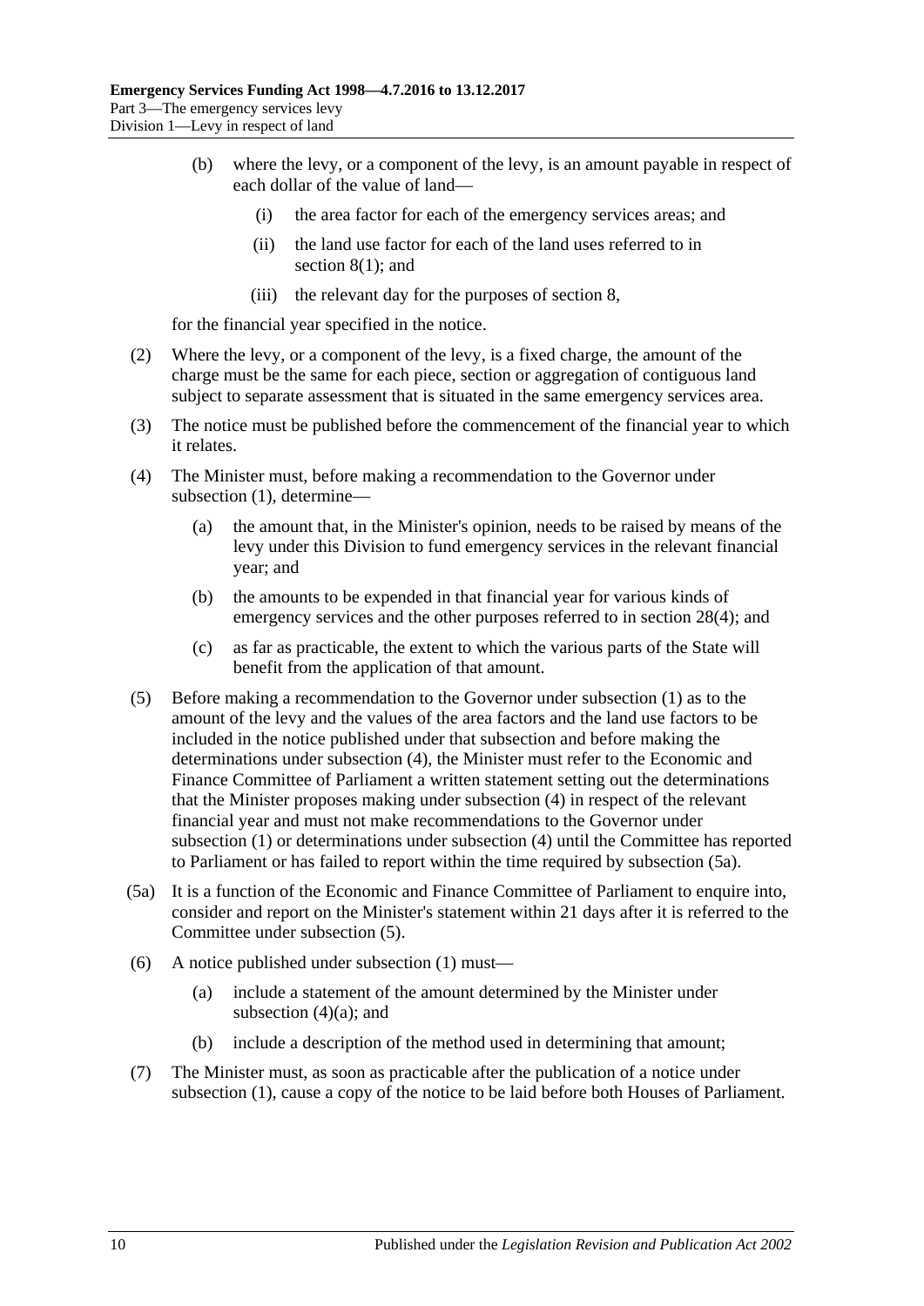(b) where the levy, or a component of the levy, is an amount payable in respect of each dollar of the value of land—

(i) the area factor for each of the emergency services areas; and

(ii) the land use factor for each of the land uses referred to in section 8(1); and

(iii) the relevant day for the purposes of section 8,

for the financial year specified in the notice.

(2) Where the levy, or a component of the levy, is a fixed charge, the amount of the charge must be the same for each piece, section or aggregation of contiguous land subject to separate assessment that is situated in the same emergency services area.

(3) The notice must be published before the commencement of the financial year to which it relates.

(4) The Minister must, before making a recommendation to the Governor under subsection (1), determine—

(a) the amount that, in the Minister's opinion, needs to be raised by means of the levy under this Division to fund emergency services in the relevant financial year; and

(b) the amounts to be expended in that financial year for various kinds of emergency services and the other purposes referred to in section 28(4); and

(c) as far as practicable, the extent to which the various parts of the State will benefit from the application of that amount.

(5) Before making a recommendation to the Governor under subsection (1) as to the amount of the levy and the values of the area factors and the land use factors to be included in the notice published under that subsection and before making the determinations under subsection (4), the Minister must refer to the Economic and Finance Committee of Parliament a written statement setting out the determinations that the Minister proposes making under subsection (4) in respect of the relevant financial year and must not make recommendations to the Governor under subsection (1) or determinations under subsection (4) until the Committee has reported to Parliament or has failed to report within the time required by subsection (5a).

(5a) It is a function of the Economic and Finance Committee of Parliament to enquire into, consider and report on the Minister's statement within 21 days after it is referred to the Committee under subsection (5).

(6) A notice published under subsection (1) must—

(a) include a statement of the amount determined by the Minister under subsection (4)(a); and

(b) include a description of the method used in determining that amount;

(7) The Minister must, as soon as practicable after the publication of a notice under subsection (1), cause a copy of the notice to be laid before both Houses of Parliament.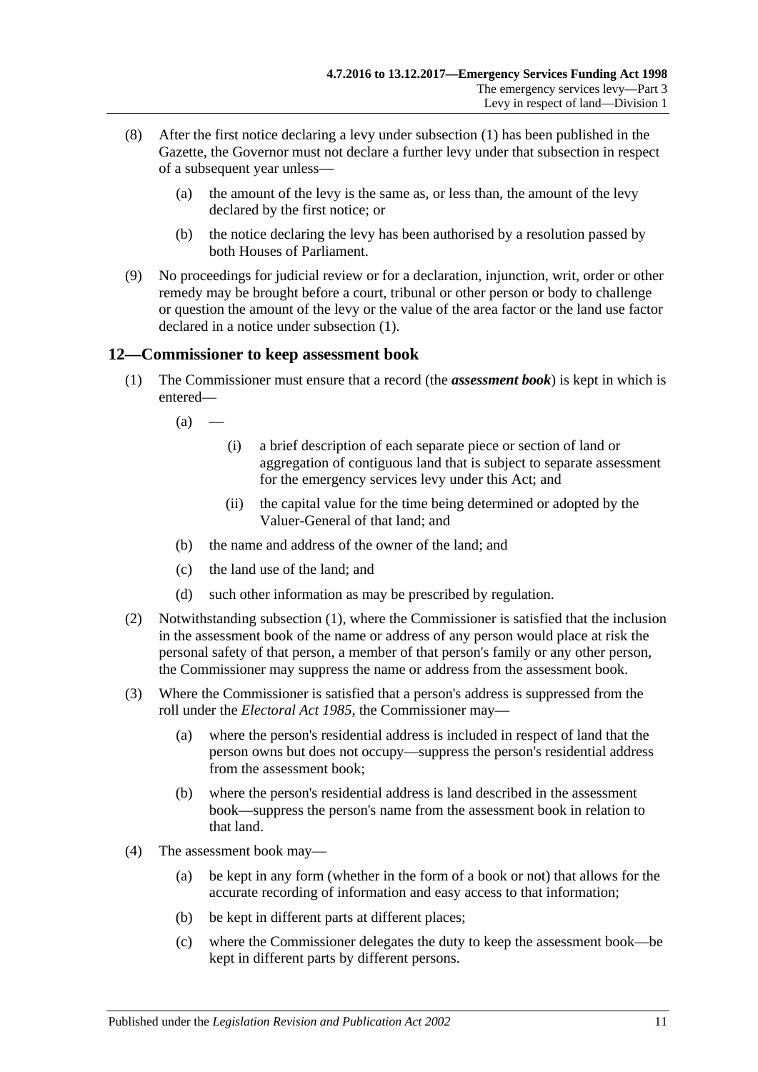(8) After the first notice declaring a levy under subsection (1) has been published in the Gazette, the Governor must not declare a further levy under that subsection in respect of a subsequent year unless—

(a) the amount of the levy is the same as, or less than, the amount of the levy declared by the first notice; or

(b) the notice declaring the levy has been authorised by a resolution passed by both Houses of Parliament.

(9) No proceedings for judicial review or for a declaration, injunction, writ, order or other remedy may be brought before a court, tribunal or other person or body to challenge or question the amount of the levy or the value of the area factor or the land use factor declared in a notice under subsection (1).

## 12—Commissioner to keep assessment book

(1) The Commissioner must ensure that a record (the ***assessment book***) is kept in which is entered—

(a) —

(i) a brief description of each separate piece or section of land or aggregation of contiguous land that is subject to separate assessment for the emergency services levy under this Act; and

(ii) the capital value for the time being determined or adopted by the Valuer-General of that land; and

(b) the name and address of the owner of the land; and

(c) the land use of the land; and

(d) such other information as may be prescribed by regulation.

(2) Notwithstanding subsection (1), where the Commissioner is satisfied that the inclusion in the assessment book of the name or address of any person would place at risk the personal safety of that person, a member of that person's family or any other person, the Commissioner may suppress the name or address from the assessment book.

(3) Where the Commissioner is satisfied that a person's address is suppressed from the roll under the *Electoral Act 1985*, the Commissioner may—

(a) where the person's residential address is included in respect of land that the person owns but does not occupy—suppress the person's residential address from the assessment book;

(b) where the person's residential address is land described in the assessment book—suppress the person's name from the assessment book in relation to that land.

(4) The assessment book may—

(a) be kept in any form (whether in the form of a book or not) that allows for the accurate recording of information and easy access to that information;

(b) be kept in different parts at different places;

(c) where the Commissioner delegates the duty to keep the assessment book—be kept in different parts by different persons.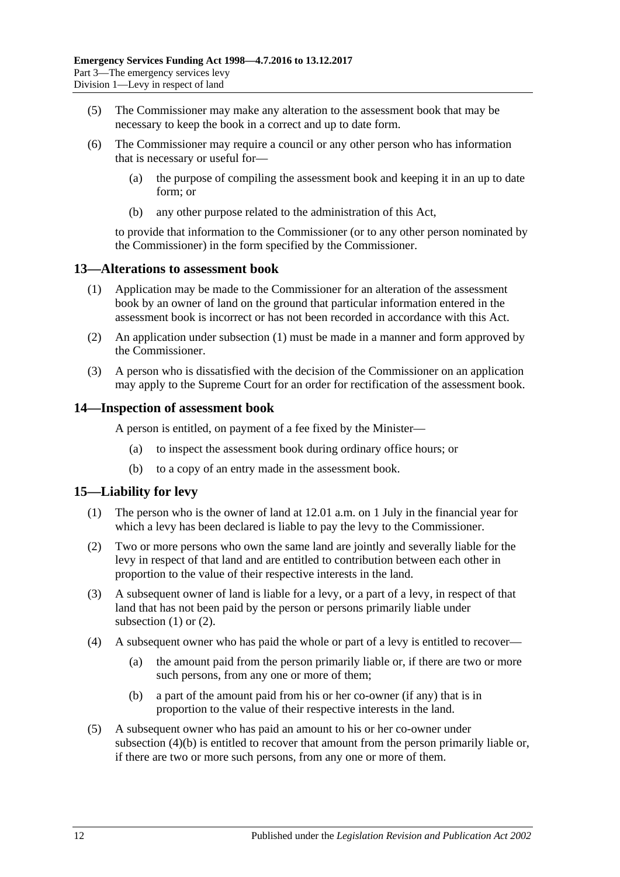(5) The Commissioner may make any alteration to the assessment book that may be necessary to keep the book in a correct and up to date form.

(6) The Commissioner may require a council or any other person who has information that is necessary or useful for—

(a) the purpose of compiling the assessment book and keeping it in an up to date form; or

(b) any other purpose related to the administration of this Act,

to provide that information to the Commissioner (or to any other person nominated by the Commissioner) in the form specified by the Commissioner.

## 13—Alterations to assessment book

(1) Application may be made to the Commissioner for an alteration of the assessment book by an owner of land on the ground that particular information entered in the assessment book is incorrect or has not been recorded in accordance with this Act.

(2) An application under subsection (1) must be made in a manner and form approved by the Commissioner.

(3) A person who is dissatisfied with the decision of the Commissioner on an application may apply to the Supreme Court for an order for rectification of the assessment book.

## 14—Inspection of assessment book

A person is entitled, on payment of a fee fixed by the Minister—

(a) to inspect the assessment book during ordinary office hours; or

(b) to a copy of an entry made in the assessment book.

## 15—Liability for levy

(1) The person who is the owner of land at 12.01 a.m. on 1 July in the financial year for which a levy has been declared is liable to pay the levy to the Commissioner.

(2) Two or more persons who own the same land are jointly and severally liable for the levy in respect of that land and are entitled to contribution between each other in proportion to the value of their respective interests in the land.

(3) A subsequent owner of land is liable for a levy, or a part of a levy, in respect of that land that has not been paid by the person or persons primarily liable under subsection (1) or (2).

(4) A subsequent owner who has paid the whole or part of a levy is entitled to recover—

(a) the amount paid from the person primarily liable or, if there are two or more such persons, from any one or more of them;

(b) a part of the amount paid from his or her co-owner (if any) that is in proportion to the value of their respective interests in the land.

(5) A subsequent owner who has paid an amount to his or her co-owner under subsection (4)(b) is entitled to recover that amount from the person primarily liable or, if there are two or more such persons, from any one or more of them.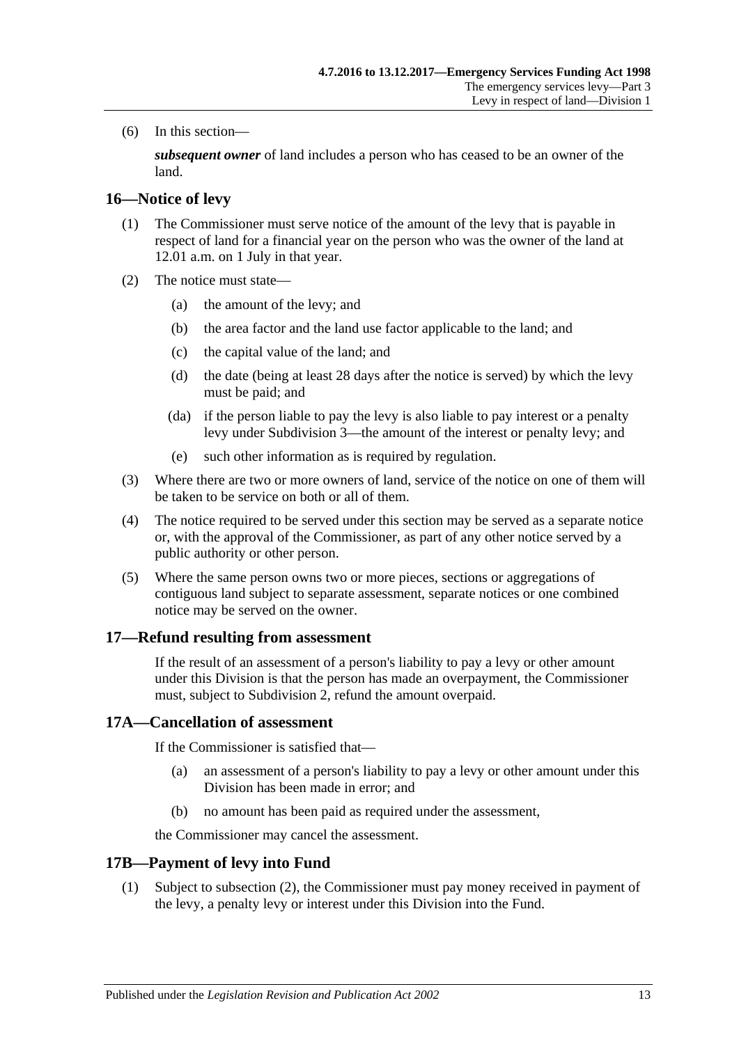(6) In this section—

***subsequent owner*** of land includes a person who has ceased to be an owner of the land.

## 16—Notice of levy

(1) The Commissioner must serve notice of the amount of the levy that is payable in respect of land for a financial year on the person who was the owner of the land at 12.01 a.m. on 1 July in that year.

(2) The notice must state—

 (a) the amount of the levy; and

 (b) the area factor and the land use factor applicable to the land; and

 (c) the capital value of the land; and

 (d) the date (being at least 28 days after the notice is served) by which the levy must be paid; and

 (da) if the person liable to pay the levy is also liable to pay interest or a penalty levy under Subdivision 3—the amount of the interest or penalty levy; and

 (e) such other information as is required by regulation.

(3) Where there are two or more owners of land, service of the notice on one of them will be taken to be service on both or all of them.

(4) The notice required to be served under this section may be served as a separate notice or, with the approval of the Commissioner, as part of any other notice served by a public authority or other person.

(5) Where the same person owns two or more pieces, sections or aggregations of contiguous land subject to separate assessment, separate notices or one combined notice may be served on the owner.

## 17—Refund resulting from assessment

If the result of an assessment of a person's liability to pay a levy or other amount under this Division is that the person has made an overpayment, the Commissioner must, subject to Subdivision 2, refund the amount overpaid.

## 17A—Cancellation of assessment

If the Commissioner is satisfied that—

 (a) an assessment of a person's liability to pay a levy or other amount under this Division has been made in error; and

 (b) no amount has been paid as required under the assessment,

the Commissioner may cancel the assessment.

## 17B—Payment of levy into Fund

(1) Subject to subsection (2), the Commissioner must pay money received in payment of the levy, a penalty levy or interest under this Division into the Fund.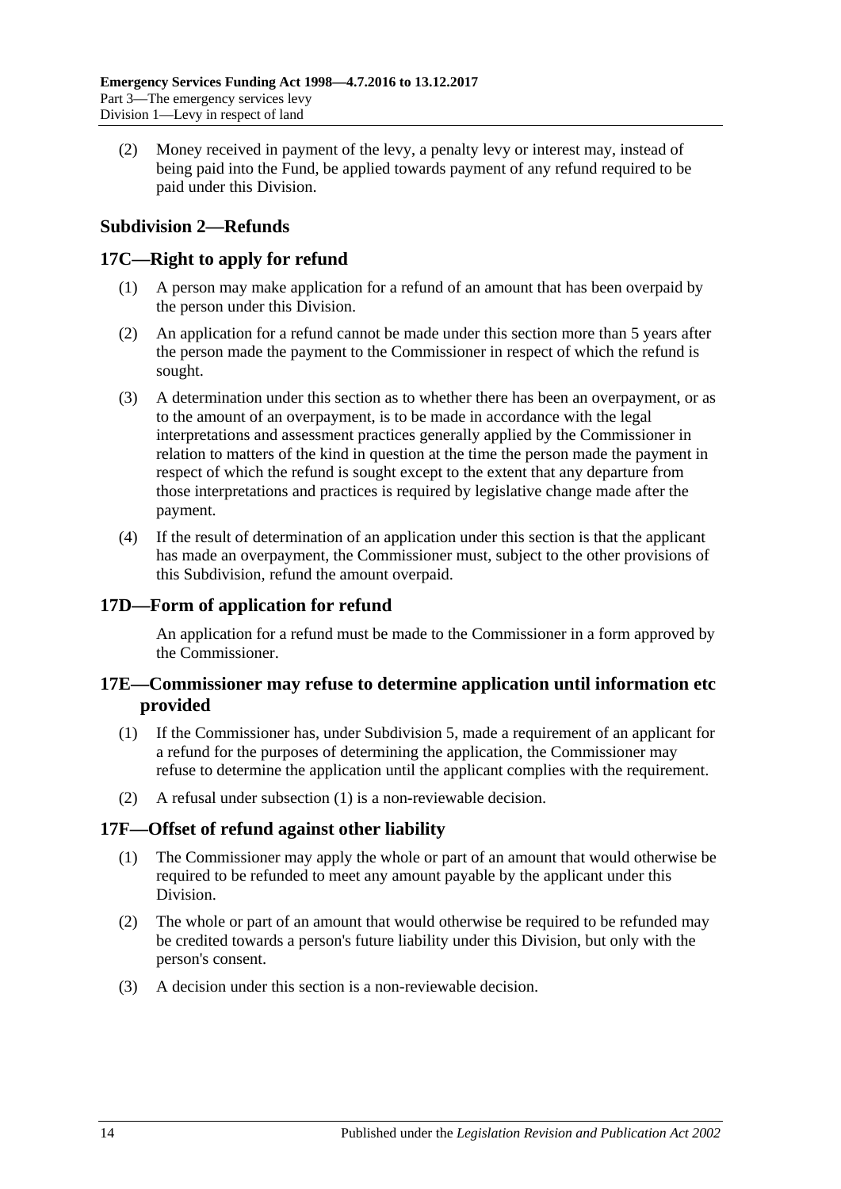(2) Money received in payment of the levy, a penalty levy or interest may, instead of being paid into the Fund, be applied towards payment of any refund required to be paid under this Division.

### Subdivision 2—Refunds

## 17C—Right to apply for refund

(1) A person may make application for a refund of an amount that has been overpaid by the person under this Division.

(2) An application for a refund cannot be made under this section more than 5 years after the person made the payment to the Commissioner in respect of which the refund is sought.

(3) A determination under this section as to whether there has been an overpayment, or as to the amount of an overpayment, is to be made in accordance with the legal interpretations and assessment practices generally applied by the Commissioner in relation to matters of the kind in question at the time the person made the payment in respect of which the refund is sought except to the extent that any departure from those interpretations and practices is required by legislative change made after the payment.

(4) If the result of determination of an application under this section is that the applicant has made an overpayment, the Commissioner must, subject to the other provisions of this Subdivision, refund the amount overpaid.

## 17D—Form of application for refund

An application for a refund must be made to the Commissioner in a form approved by the Commissioner.

## 17E—Commissioner may refuse to determine application until information etc provided

(1) If the Commissioner has, under Subdivision 5, made a requirement of an applicant for a refund for the purposes of determining the application, the Commissioner may refuse to determine the application until the applicant complies with the requirement.

(2) A refusal under subsection (1) is a non-reviewable decision.

## 17F—Offset of refund against other liability

(1) The Commissioner may apply the whole or part of an amount that would otherwise be required to be refunded to meet any amount payable by the applicant under this Division.

(2) The whole or part of an amount that would otherwise be required to be refunded may be credited towards a person's future liability under this Division, but only with the person's consent.

(3) A decision under this section is a non-reviewable decision.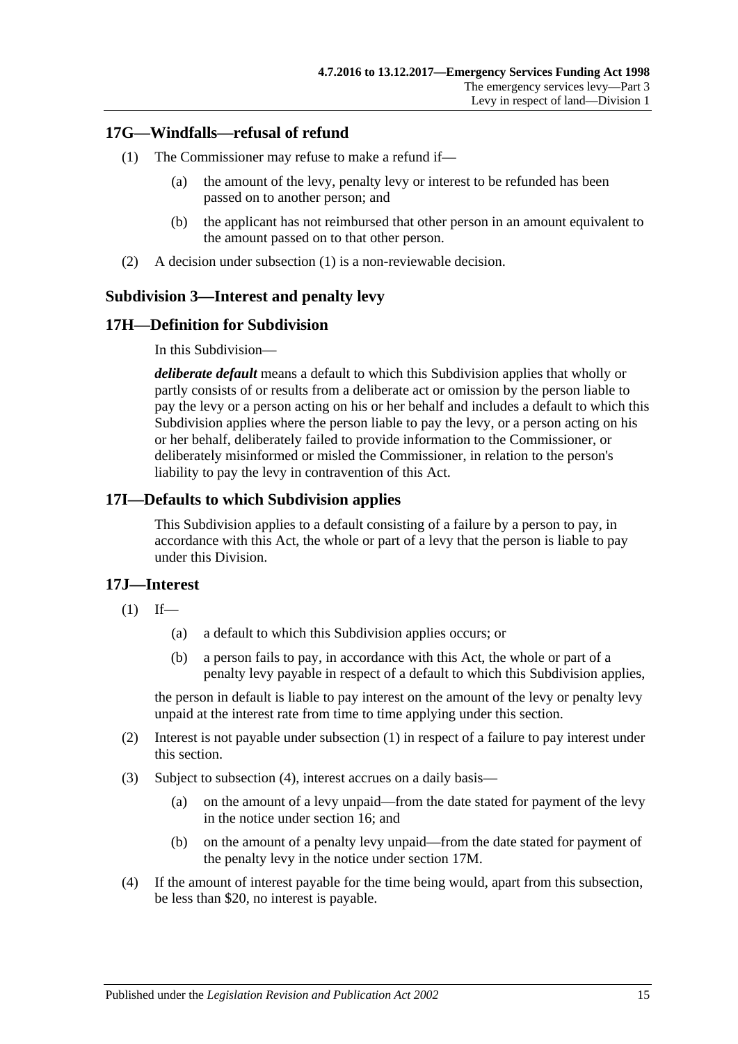## 17G—Windfalls—refusal of refund

(1) The Commissioner may refuse to make a refund if—

(a) the amount of the levy, penalty levy or interest to be refunded has been passed on to another person; and

(b) the applicant has not reimbursed that other person in an amount equivalent to the amount passed on to that other person.

(2) A decision under subsection (1) is a non-reviewable decision.

### Subdivision 3—Interest and penalty levy

## 17H—Definition for Subdivision

In this Subdivision—

***deliberate default*** means a default to which this Subdivision applies that wholly or partly consists of or results from a deliberate act or omission by the person liable to pay the levy or a person acting on his or her behalf and includes a default to which this Subdivision applies where the person liable to pay the levy, or a person acting on his or her behalf, deliberately failed to provide information to the Commissioner, or deliberately misinformed or misled the Commissioner, in relation to the person's liability to pay the levy in contravention of this Act.

## 17I—Defaults to which Subdivision applies

This Subdivision applies to a default consisting of a failure by a person to pay, in accordance with this Act, the whole or part of a levy that the person is liable to pay under this Division.

## 17J—Interest

(1) If—

(a) a default to which this Subdivision applies occurs; or

(b) a person fails to pay, in accordance with this Act, the whole or part of a penalty levy payable in respect of a default to which this Subdivision applies,

the person in default is liable to pay interest on the amount of the levy or penalty levy unpaid at the interest rate from time to time applying under this section.

(2) Interest is not payable under subsection (1) in respect of a failure to pay interest under this section.

(3) Subject to subsection (4), interest accrues on a daily basis—

(a) on the amount of a levy unpaid—from the date stated for payment of the levy in the notice under section 16; and

(b) on the amount of a penalty levy unpaid—from the date stated for payment of the penalty levy in the notice under section 17M.

(4) If the amount of interest payable for the time being would, apart from this subsection, be less than $20, no interest is payable.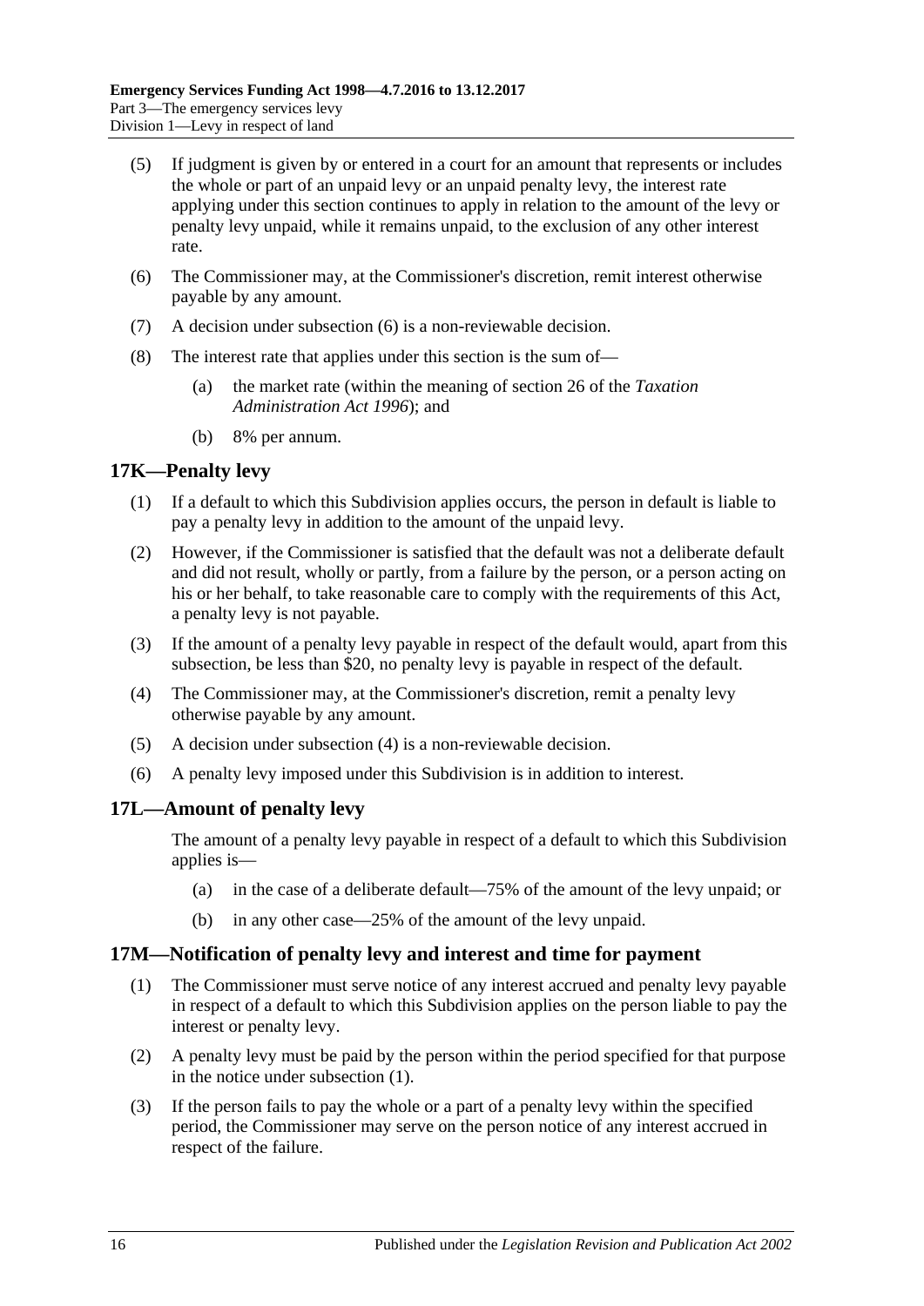(5) If judgment is given by or entered in a court for an amount that represents or includes the whole or part of an unpaid levy or an unpaid penalty levy, the interest rate applying under this section continues to apply in relation to the amount of the levy or penalty levy unpaid, while it remains unpaid, to the exclusion of any other interest rate.

(6) The Commissioner may, at the Commissioner's discretion, remit interest otherwise payable by any amount.

(7) A decision under subsection (6) is a non-reviewable decision.

(8) The interest rate that applies under this section is the sum of—

(a) the market rate (within the meaning of section 26 of the *Taxation Administration Act 1996*); and

(b) 8% per annum.

## 17K—Penalty levy

(1) If a default to which this Subdivision applies occurs, the person in default is liable to pay a penalty levy in addition to the amount of the unpaid levy.

(2) However, if the Commissioner is satisfied that the default was not a deliberate default and did not result, wholly or partly, from a failure by the person, or a person acting on his or her behalf, to take reasonable care to comply with the requirements of this Act, a penalty levy is not payable.

(3) If the amount of a penalty levy payable in respect of the default would, apart from this subsection, be less than $20, no penalty levy is payable in respect of the default.

(4) The Commissioner may, at the Commissioner's discretion, remit a penalty levy otherwise payable by any amount.

(5) A decision under subsection (4) is a non-reviewable decision.

(6) A penalty levy imposed under this Subdivision is in addition to interest.

## 17L—Amount of penalty levy

The amount of a penalty levy payable in respect of a default to which this Subdivision applies is—

(a) in the case of a deliberate default—75% of the amount of the levy unpaid; or

(b) in any other case—25% of the amount of the levy unpaid.

## 17M—Notification of penalty levy and interest and time for payment

(1) The Commissioner must serve notice of any interest accrued and penalty levy payable in respect of a default to which this Subdivision applies on the person liable to pay the interest or penalty levy.

(2) A penalty levy must be paid by the person within the period specified for that purpose in the notice under subsection (1).

(3) If the person fails to pay the whole or a part of a penalty levy within the specified period, the Commissioner may serve on the person notice of any interest accrued in respect of the failure.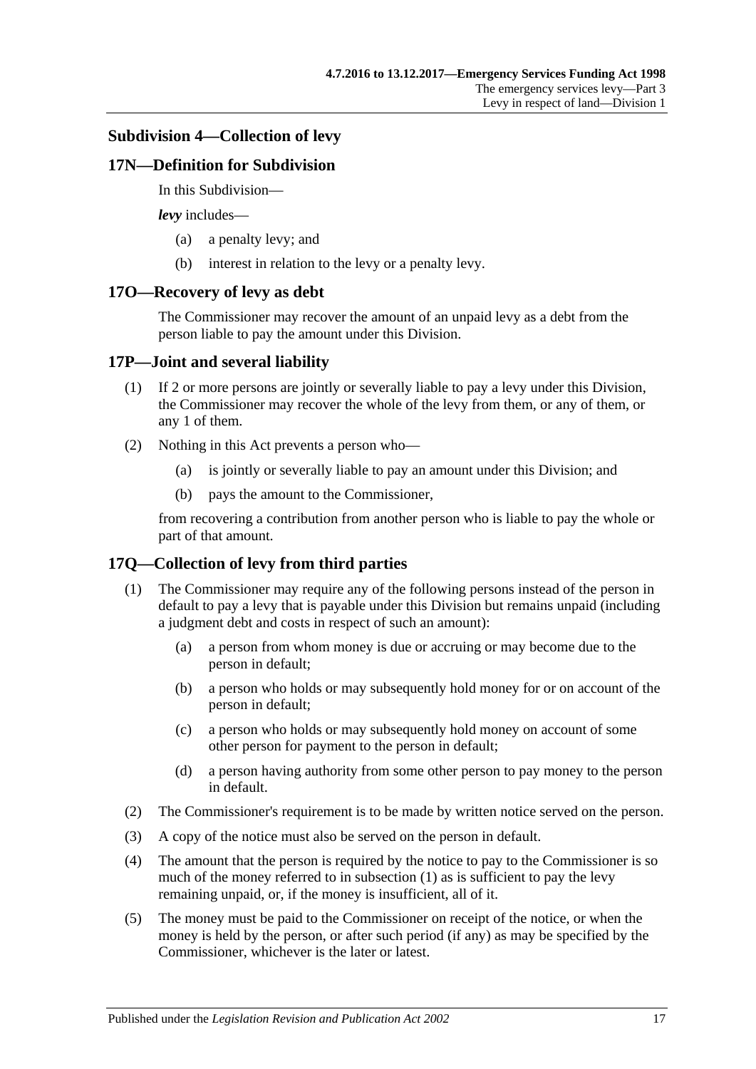### Subdivision 4—Collection of levy

#### 17N—Definition for Subdivision

In this Subdivision—

***levy*** includes—

(a) a penalty levy; and

(b) interest in relation to the levy or a penalty levy.

#### 17O—Recovery of levy as debt

The Commissioner may recover the amount of an unpaid levy as a debt from the person liable to pay the amount under this Division.

#### 17P—Joint and several liability

(1) If 2 or more persons are jointly or severally liable to pay a levy under this Division, the Commissioner may recover the whole of the levy from them, or any of them, or any 1 of them.

(2) Nothing in this Act prevents a person who—

(a) is jointly or severally liable to pay an amount under this Division; and

(b) pays the amount to the Commissioner,

from recovering a contribution from another person who is liable to pay the whole or part of that amount.

#### 17Q—Collection of levy from third parties

(1) The Commissioner may require any of the following persons instead of the person in default to pay a levy that is payable under this Division but remains unpaid (including a judgment debt and costs in respect of such an amount):

(a) a person from whom money is due or accruing or may become due to the person in default;

(b) a person who holds or may subsequently hold money for or on account of the person in default;

(c) a person who holds or may subsequently hold money on account of some other person for payment to the person in default;

(d) a person having authority from some other person to pay money to the person in default.

(2) The Commissioner's requirement is to be made by written notice served on the person.

(3) A copy of the notice must also be served on the person in default.

(4) The amount that the person is required by the notice to pay to the Commissioner is so much of the money referred to in subsection (1) as is sufficient to pay the levy remaining unpaid, or, if the money is insufficient, all of it.

(5) The money must be paid to the Commissioner on receipt of the notice, or when the money is held by the person, or after such period (if any) as may be specified by the Commissioner, whichever is the later or latest.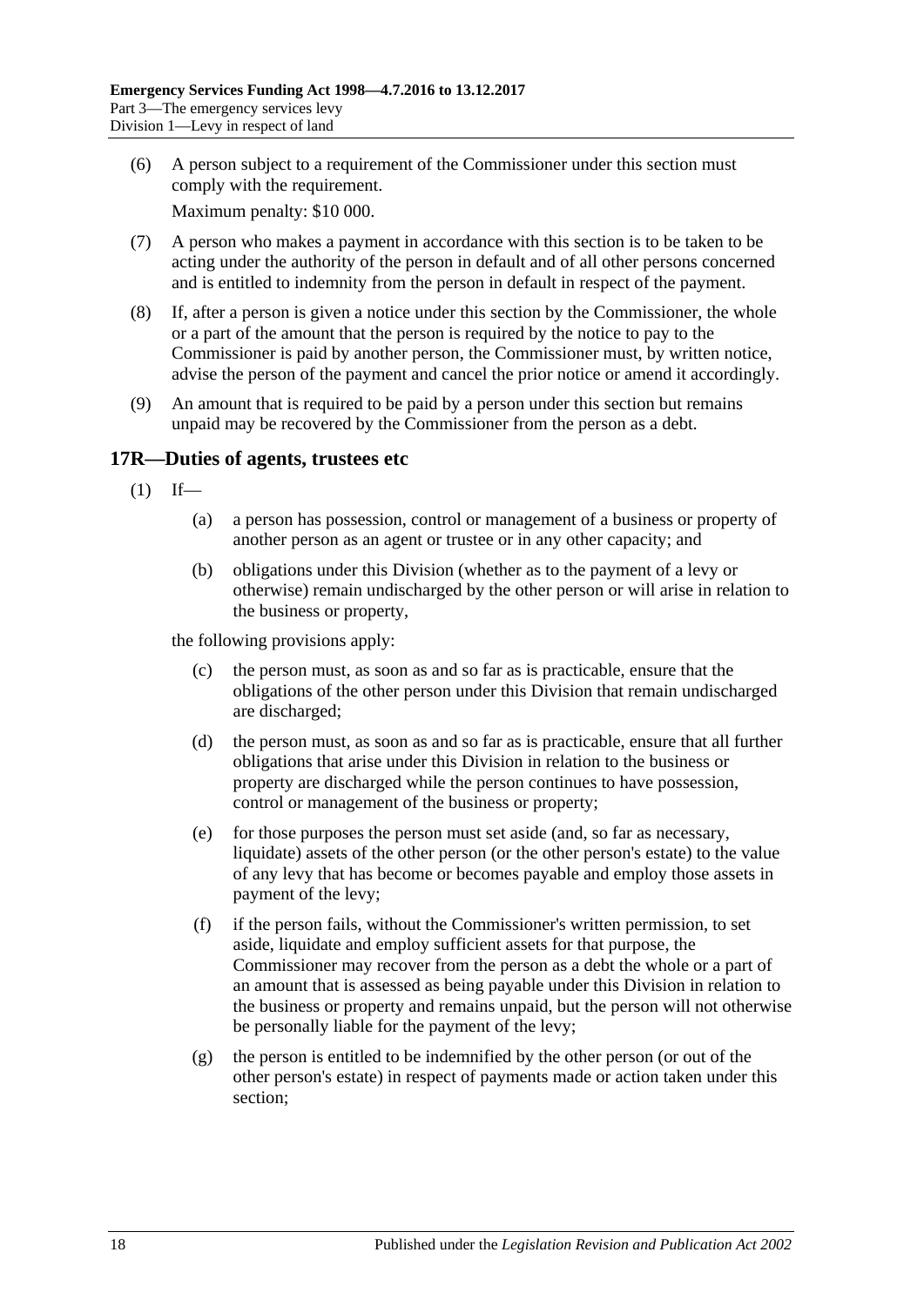(6) A person subject to a requirement of the Commissioner under this section must comply with the requirement.

Maximum penalty: $10 000.

(7) A person who makes a payment in accordance with this section is to be taken to be acting under the authority of the person in default and of all other persons concerned and is entitled to indemnity from the person in default in respect of the payment.

(8) If, after a person is given a notice under this section by the Commissioner, the whole or a part of the amount that the person is required by the notice to pay to the Commissioner is paid by another person, the Commissioner must, by written notice, advise the person of the payment and cancel the prior notice or amend it accordingly.

(9) An amount that is required to be paid by a person under this section but remains unpaid may be recovered by the Commissioner from the person as a debt.

## 17R—Duties of agents, trustees etc

(1) If—

(a) a person has possession, control or management of a business or property of another person as an agent or trustee or in any other capacity; and

(b) obligations under this Division (whether as to the payment of a levy or otherwise) remain undischarged by the other person or will arise in relation to the business or property,

the following provisions apply:

(c) the person must, as soon as and so far as is practicable, ensure that the obligations of the other person under this Division that remain undischarged are discharged;

(d) the person must, as soon as and so far as is practicable, ensure that all further obligations that arise under this Division in relation to the business or property are discharged while the person continues to have possession, control or management of the business or property;

(e) for those purposes the person must set aside (and, so far as necessary, liquidate) assets of the other person (or the other person's estate) to the value of any levy that has become or becomes payable and employ those assets in payment of the levy;

(f) if the person fails, without the Commissioner's written permission, to set aside, liquidate and employ sufficient assets for that purpose, the Commissioner may recover from the person as a debt the whole or a part of an amount that is assessed as being payable under this Division in relation to the business or property and remains unpaid, but the person will not otherwise be personally liable for the payment of the levy;

(g) the person is entitled to be indemnified by the other person (or out of the other person's estate) in respect of payments made or action taken under this section;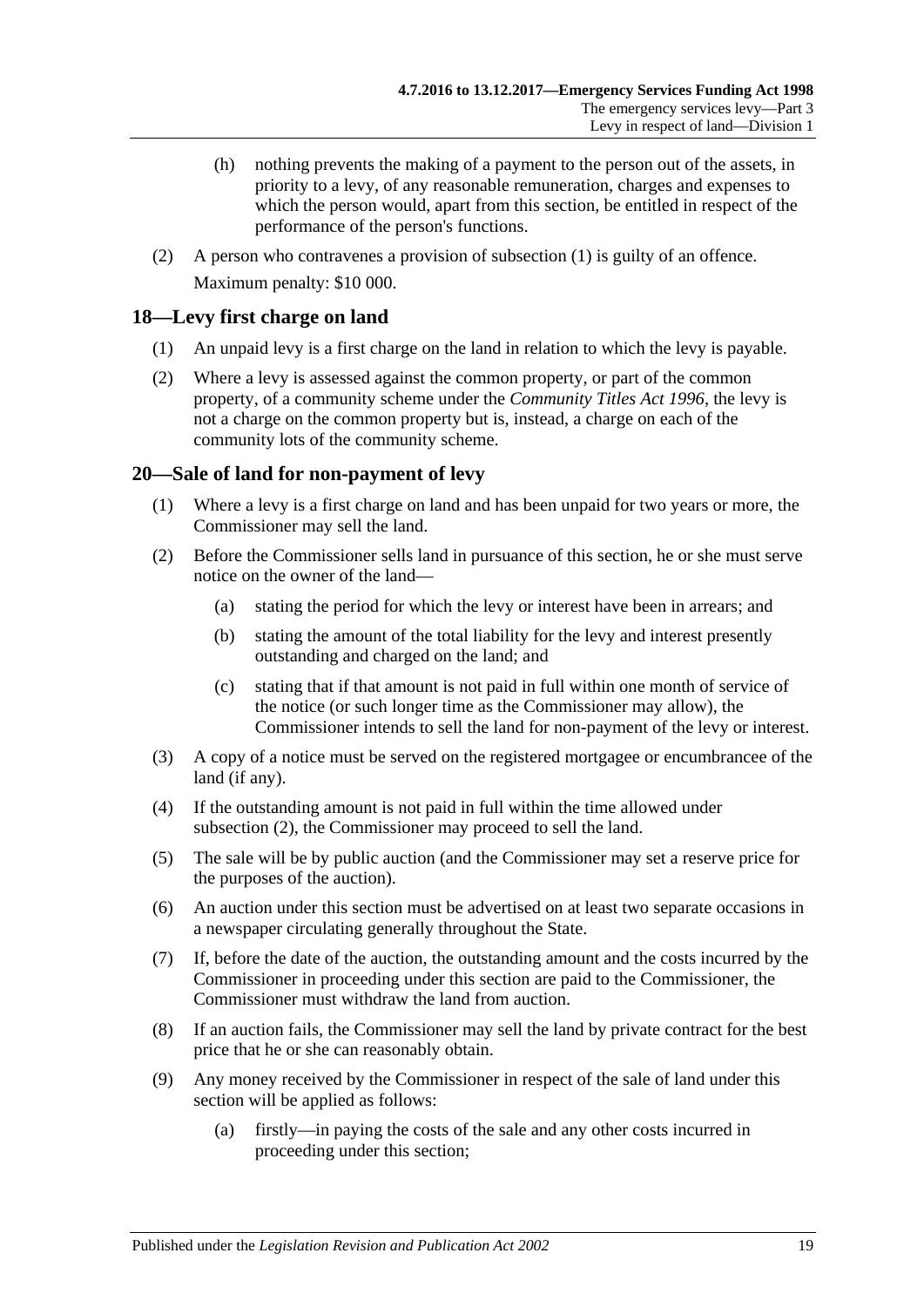(h) nothing prevents the making of a payment to the person out of the assets, in priority to a levy, of any reasonable remuneration, charges and expenses to which the person would, apart from this section, be entitled in respect of the performance of the person's functions.

(2) A person who contravenes a provision of subsection (1) is guilty of an offence.

Maximum penalty: $10 000.

## 18—Levy first charge on land

(1) An unpaid levy is a first charge on the land in relation to which the levy is payable.

(2) Where a levy is assessed against the common property, or part of the common property, of a community scheme under the *Community Titles Act 1996*, the levy is not a charge on the common property but is, instead, a charge on each of the community lots of the community scheme.

## 20—Sale of land for non-payment of levy

(1) Where a levy is a first charge on land and has been unpaid for two years or more, the Commissioner may sell the land.

(2) Before the Commissioner sells land in pursuance of this section, he or she must serve notice on the owner of the land—

(a) stating the period for which the levy or interest have been in arrears; and

(b) stating the amount of the total liability for the levy and interest presently outstanding and charged on the land; and

(c) stating that if that amount is not paid in full within one month of service of the notice (or such longer time as the Commissioner may allow), the Commissioner intends to sell the land for non-payment of the levy or interest.

(3) A copy of a notice must be served on the registered mortgagee or encumbrancee of the land (if any).

(4) If the outstanding amount is not paid in full within the time allowed under subsection (2), the Commissioner may proceed to sell the land.

(5) The sale will be by public auction (and the Commissioner may set a reserve price for the purposes of the auction).

(6) An auction under this section must be advertised on at least two separate occasions in a newspaper circulating generally throughout the State.

(7) If, before the date of the auction, the outstanding amount and the costs incurred by the Commissioner in proceeding under this section are paid to the Commissioner, the Commissioner must withdraw the land from auction.

(8) If an auction fails, the Commissioner may sell the land by private contract for the best price that he or she can reasonably obtain.

(9) Any money received by the Commissioner in respect of the sale of land under this section will be applied as follows:

(a) firstly—in paying the costs of the sale and any other costs incurred in proceeding under this section;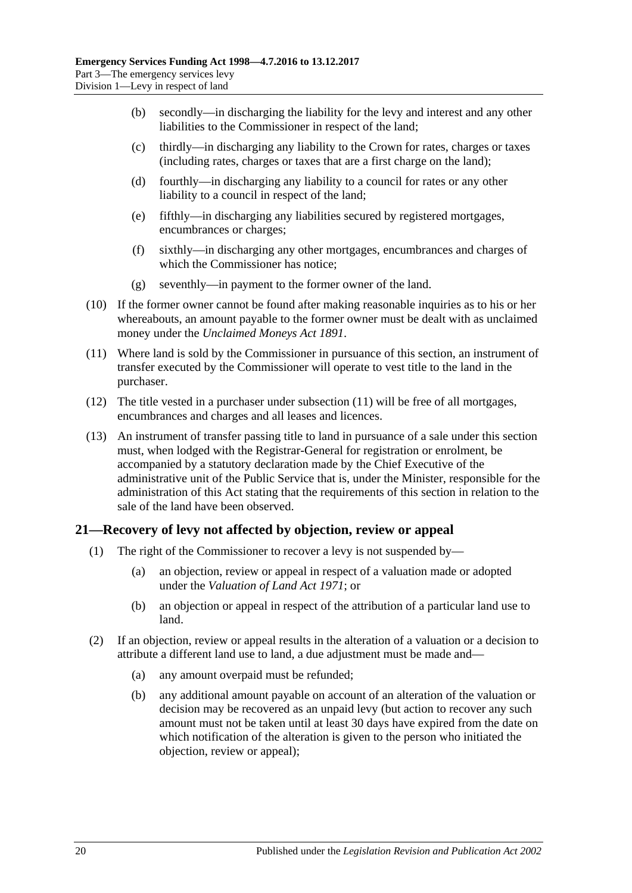(b) secondly—in discharging the liability for the levy and interest and any other liabilities to the Commissioner in respect of the land;

(c) thirdly—in discharging any liability to the Crown for rates, charges or taxes (including rates, charges or taxes that are a first charge on the land);

(d) fourthly—in discharging any liability to a council for rates or any other liability to a council in respect of the land;

(e) fifthly—in discharging any liabilities secured by registered mortgages, encumbrances or charges;

(f) sixthly—in discharging any other mortgages, encumbrances and charges of which the Commissioner has notice;

(g) seventhly—in payment to the former owner of the land.

(10) If the former owner cannot be found after making reasonable inquiries as to his or her whereabouts, an amount payable to the former owner must be dealt with as unclaimed money under the *Unclaimed Moneys Act 1891*.

(11) Where land is sold by the Commissioner in pursuance of this section, an instrument of transfer executed by the Commissioner will operate to vest title to the land in the purchaser.

(12) The title vested in a purchaser under subsection (11) will be free of all mortgages, encumbrances and charges and all leases and licences.

(13) An instrument of transfer passing title to land in pursuance of a sale under this section must, when lodged with the Registrar-General for registration or enrolment, be accompanied by a statutory declaration made by the Chief Executive of the administrative unit of the Public Service that is, under the Minister, responsible for the administration of this Act stating that the requirements of this section in relation to the sale of the land have been observed.

## 21—Recovery of levy not affected by objection, review or appeal

(1) The right of the Commissioner to recover a levy is not suspended by—

(a) an objection, review or appeal in respect of a valuation made or adopted under the *Valuation of Land Act 1971*; or

(b) an objection or appeal in respect of the attribution of a particular land use to land.

(2) If an objection, review or appeal results in the alteration of a valuation or a decision to attribute a different land use to land, a due adjustment must be made and—

(a) any amount overpaid must be refunded;

(b) any additional amount payable on account of an alteration of the valuation or decision may be recovered as an unpaid levy (but action to recover any such amount must not be taken until at least 30 days have expired from the date on which notification of the alteration is given to the person who initiated the objection, review or appeal);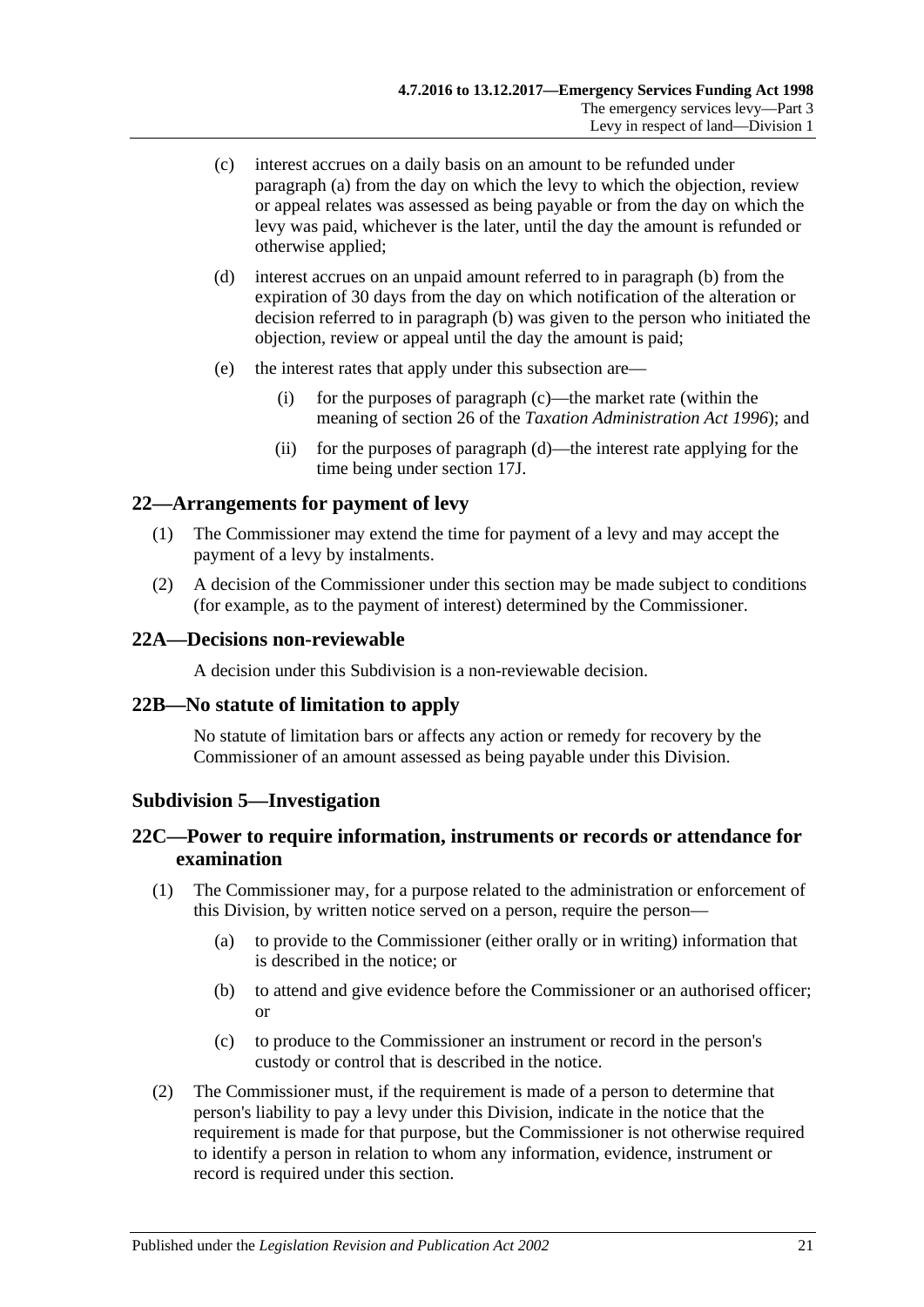(c) interest accrues on a daily basis on an amount to be refunded under paragraph (a) from the day on which the levy to which the objection, review or appeal relates was assessed as being payable or from the day on which the levy was paid, whichever is the later, until the day the amount is refunded or otherwise applied;

(d) interest accrues on an unpaid amount referred to in paragraph (b) from the expiration of 30 days from the day on which notification of the alteration or decision referred to in paragraph (b) was given to the person who initiated the objection, review or appeal until the day the amount is paid;

(e) the interest rates that apply under this subsection are—

(i) for the purposes of paragraph (c)—the market rate (within the meaning of section 26 of the *Taxation Administration Act 1996*); and

(ii) for the purposes of paragraph (d)—the interest rate applying for the time being under section 17J.

## 22—Arrangements for payment of levy

(1) The Commissioner may extend the time for payment of a levy and may accept the payment of a levy by instalments.

(2) A decision of the Commissioner under this section may be made subject to conditions (for example, as to the payment of interest) determined by the Commissioner.

## 22A—Decisions non-reviewable

A decision under this Subdivision is a non-reviewable decision.

## 22B—No statute of limitation to apply

No statute of limitation bars or affects any action or remedy for recovery by the Commissioner of an amount assessed as being payable under this Division.

### Subdivision 5—Investigation

## 22C—Power to require information, instruments or records or attendance for examination

(1) The Commissioner may, for a purpose related to the administration or enforcement of this Division, by written notice served on a person, require the person—

(a) to provide to the Commissioner (either orally or in writing) information that is described in the notice; or

(b) to attend and give evidence before the Commissioner or an authorised officer; or

(c) to produce to the Commissioner an instrument or record in the person's custody or control that is described in the notice.

(2) The Commissioner must, if the requirement is made of a person to determine that person's liability to pay a levy under this Division, indicate in the notice that the requirement is made for that purpose, but the Commissioner is not otherwise required to identify a person in relation to whom any information, evidence, instrument or record is required under this section.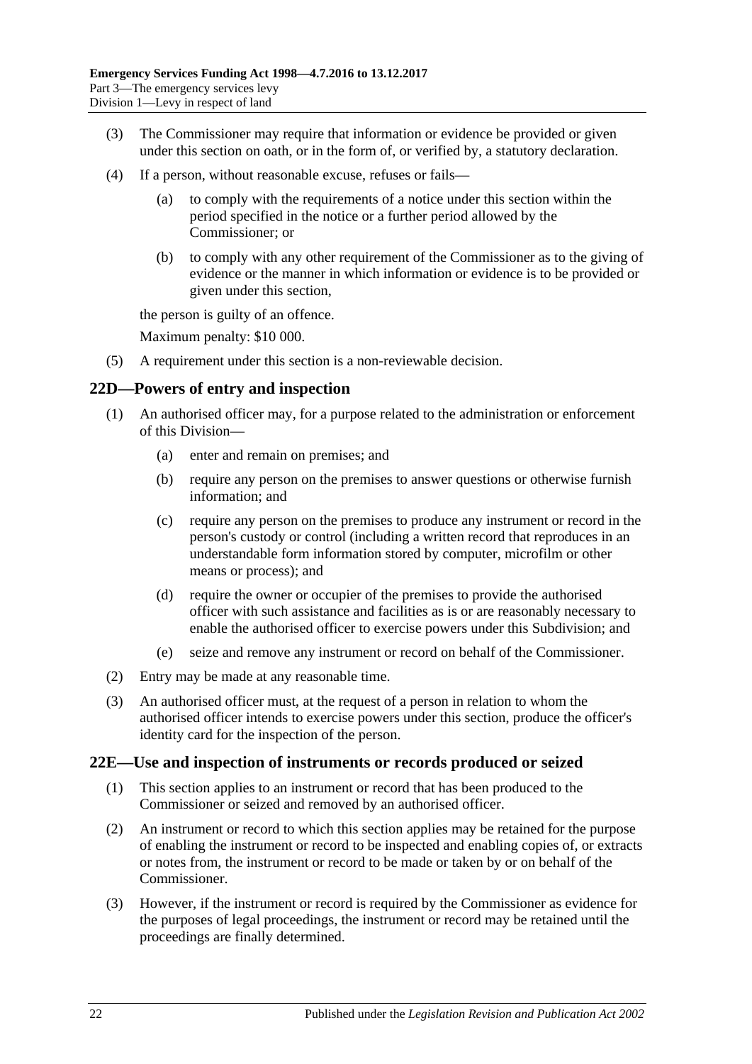(3) The Commissioner may require that information or evidence be provided or given under this section on oath, or in the form of, or verified by, a statutory declaration.

(4) If a person, without reasonable excuse, refuses or fails—

(a) to comply with the requirements of a notice under this section within the period specified in the notice or a further period allowed by the Commissioner; or

(b) to comply with any other requirement of the Commissioner as to the giving of evidence or the manner in which information or evidence is to be provided or given under this section,

the person is guilty of an offence.

Maximum penalty: $10 000.

(5) A requirement under this section is a non-reviewable decision.

## 22D—Powers of entry and inspection

(1) An authorised officer may, for a purpose related to the administration or enforcement of this Division—

(a) enter and remain on premises; and

(b) require any person on the premises to answer questions or otherwise furnish information; and

(c) require any person on the premises to produce any instrument or record in the person's custody or control (including a written record that reproduces in an understandable form information stored by computer, microfilm or other means or process); and

(d) require the owner or occupier of the premises to provide the authorised officer with such assistance and facilities as is or are reasonably necessary to enable the authorised officer to exercise powers under this Subdivision; and

(e) seize and remove any instrument or record on behalf of the Commissioner.

(2) Entry may be made at any reasonable time.

(3) An authorised officer must, at the request of a person in relation to whom the authorised officer intends to exercise powers under this section, produce the officer's identity card for the inspection of the person.

## 22E—Use and inspection of instruments or records produced or seized

(1) This section applies to an instrument or record that has been produced to the Commissioner or seized and removed by an authorised officer.

(2) An instrument or record to which this section applies may be retained for the purpose of enabling the instrument or record to be inspected and enabling copies of, or extracts or notes from, the instrument or record to be made or taken by or on behalf of the Commissioner.

(3) However, if the instrument or record is required by the Commissioner as evidence for the purposes of legal proceedings, the instrument or record may be retained until the proceedings are finally determined.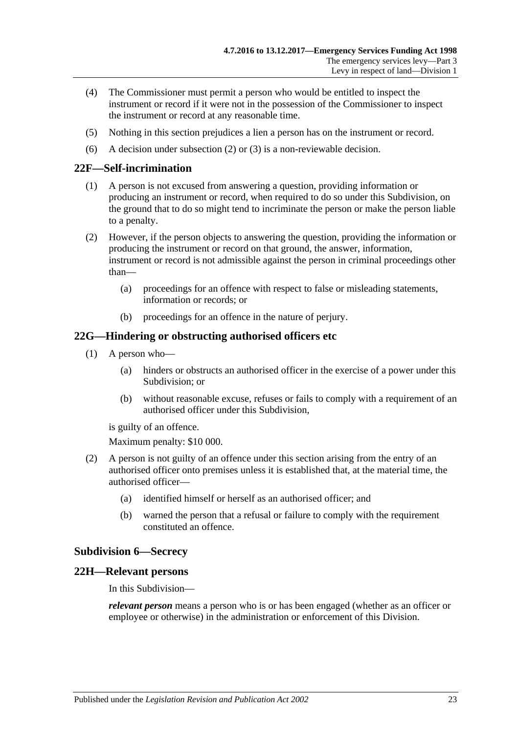(4) The Commissioner must permit a person who would be entitled to inspect the instrument or record if it were not in the possession of the Commissioner to inspect the instrument or record at any reasonable time.

(5) Nothing in this section prejudices a lien a person has on the instrument or record.

(6) A decision under subsection (2) or (3) is a non-reviewable decision.

## 22F—Self-incrimination

(1) A person is not excused from answering a question, providing information or producing an instrument or record, when required to do so under this Subdivision, on the ground that to do so might tend to incriminate the person or make the person liable to a penalty.

(2) However, if the person objects to answering the question, providing the information or producing the instrument or record on that ground, the answer, information, instrument or record is not admissible against the person in criminal proceedings other than—

(a) proceedings for an offence with respect to false or misleading statements, information or records; or

(b) proceedings for an offence in the nature of perjury.

## 22G—Hindering or obstructing authorised officers etc

(1) A person who—

(a) hinders or obstructs an authorised officer in the exercise of a power under this Subdivision; or

(b) without reasonable excuse, refuses or fails to comply with a requirement of an authorised officer under this Subdivision,

is guilty of an offence.

Maximum penalty: $10 000.

(2) A person is not guilty of an offence under this section arising from the entry of an authorised officer onto premises unless it is established that, at the material time, the authorised officer—

(a) identified himself or herself as an authorised officer; and

(b) warned the person that a refusal or failure to comply with the requirement constituted an offence.

### Subdivision 6—Secrecy

## 22H—Relevant persons

In this Subdivision—

***relevant person*** means a person who is or has been engaged (whether as an officer or employee or otherwise) in the administration or enforcement of this Division.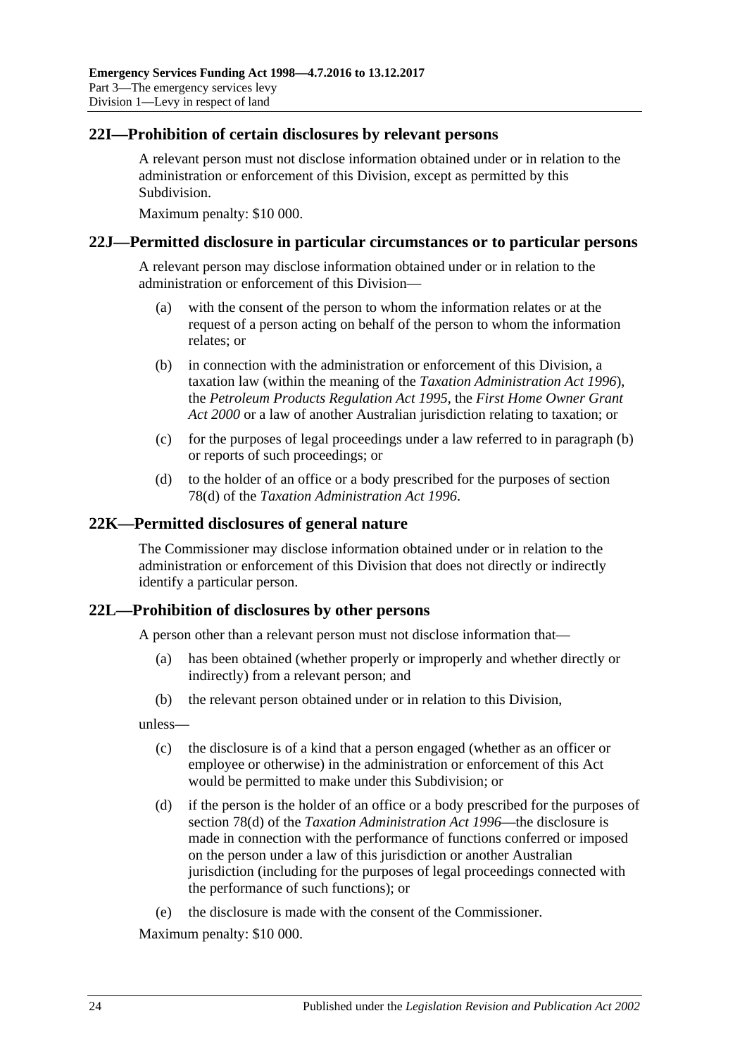## 22I—Prohibition of certain disclosures by relevant persons

A relevant person must not disclose information obtained under or in relation to the administration or enforcement of this Division, except as permitted by this Subdivision.

Maximum penalty: $10 000.

## 22J—Permitted disclosure in particular circumstances or to particular persons

A relevant person may disclose information obtained under or in relation to the administration or enforcement of this Division—

(a) with the consent of the person to whom the information relates or at the request of a person acting on behalf of the person to whom the information relates; or

(b) in connection with the administration or enforcement of this Division, a taxation law (within the meaning of the *Taxation Administration Act 1996*), the *Petroleum Products Regulation Act 1995*, the *First Home Owner Grant Act 2000* or a law of another Australian jurisdiction relating to taxation; or

(c) for the purposes of legal proceedings under a law referred to in paragraph (b) or reports of such proceedings; or

(d) to the holder of an office or a body prescribed for the purposes of section 78(d) of the *Taxation Administration Act 1996*.

## 22K—Permitted disclosures of general nature

The Commissioner may disclose information obtained under or in relation to the administration or enforcement of this Division that does not directly or indirectly identify a particular person.

## 22L—Prohibition of disclosures by other persons

A person other than a relevant person must not disclose information that—

(a) has been obtained (whether properly or improperly and whether directly or indirectly) from a relevant person; and

(b) the relevant person obtained under or in relation to this Division,

unless—

(c) the disclosure is of a kind that a person engaged (whether as an officer or employee or otherwise) in the administration or enforcement of this Act would be permitted to make under this Subdivision; or

(d) if the person is the holder of an office or a body prescribed for the purposes of section 78(d) of the *Taxation Administration Act 1996*—the disclosure is made in connection with the performance of functions conferred or imposed on the person under a law of this jurisdiction or another Australian jurisdiction (including for the purposes of legal proceedings connected with the performance of such functions); or

(e) the disclosure is made with the consent of the Commissioner.

Maximum penalty: $10 000.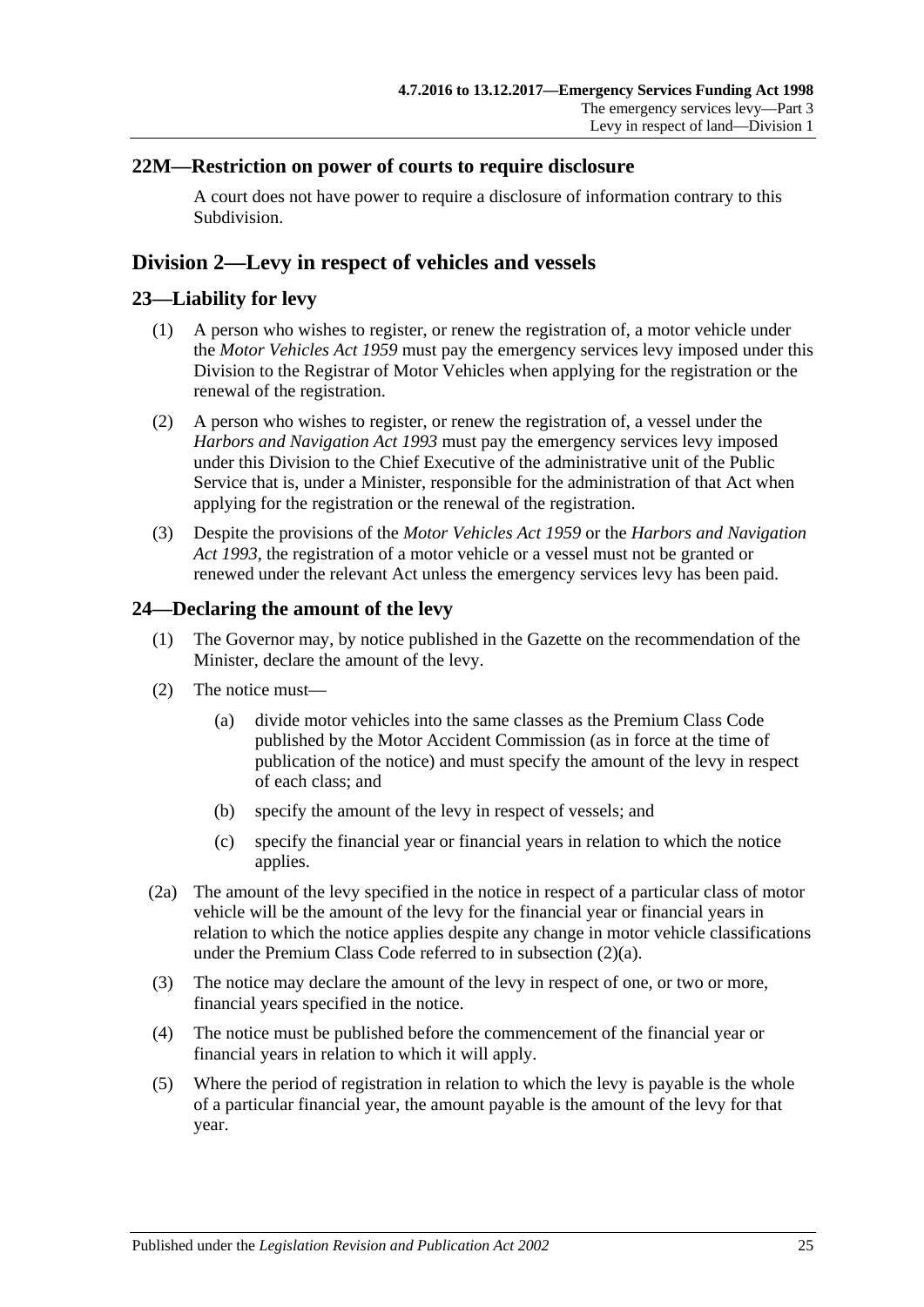## 22M—Restriction on power of courts to require disclosure

A court does not have power to require a disclosure of information contrary to this Subdivision.

# Division 2—Levy in respect of vehicles and vessels

## 23—Liability for levy

(1) A person who wishes to register, or renew the registration of, a motor vehicle under the *Motor Vehicles Act 1959* must pay the emergency services levy imposed under this Division to the Registrar of Motor Vehicles when applying for the registration or the renewal of the registration.

(2) A person who wishes to register, or renew the registration of, a vessel under the *Harbors and Navigation Act 1993* must pay the emergency services levy imposed under this Division to the Chief Executive of the administrative unit of the Public Service that is, under a Minister, responsible for the administration of that Act when applying for the registration or the renewal of the registration.

(3) Despite the provisions of the *Motor Vehicles Act 1959* or the *Harbors and Navigation Act 1993*, the registration of a motor vehicle or a vessel must not be granted or renewed under the relevant Act unless the emergency services levy has been paid.

## 24—Declaring the amount of the levy

(1) The Governor may, by notice published in the Gazette on the recommendation of the Minister, declare the amount of the levy.

(2) The notice must—

(a) divide motor vehicles into the same classes as the Premium Class Code published by the Motor Accident Commission (as in force at the time of publication of the notice) and must specify the amount of the levy in respect of each class; and

(b) specify the amount of the levy in respect of vessels; and

(c) specify the financial year or financial years in relation to which the notice applies.

(2a) The amount of the levy specified in the notice in respect of a particular class of motor vehicle will be the amount of the levy for the financial year or financial years in relation to which the notice applies despite any change in motor vehicle classifications under the Premium Class Code referred to in subsection (2)(a).

(3) The notice may declare the amount of the levy in respect of one, or two or more, financial years specified in the notice.

(4) The notice must be published before the commencement of the financial year or financial years in relation to which it will apply.

(5) Where the period of registration in relation to which the levy is payable is the whole of a particular financial year, the amount payable is the amount of the levy for that year.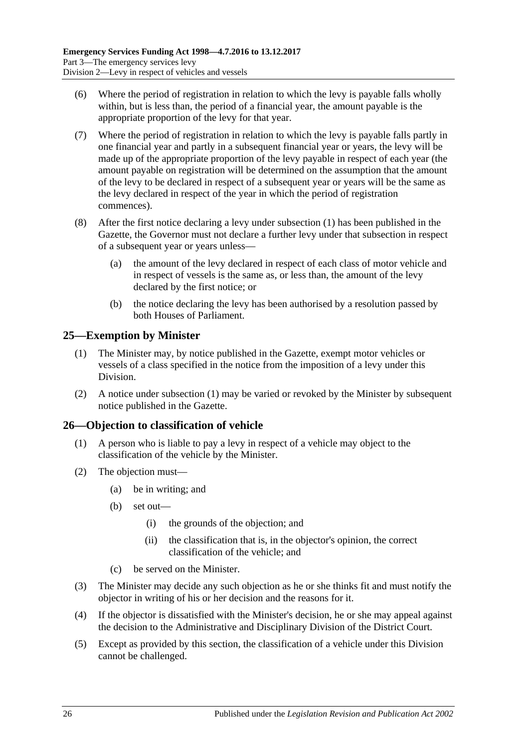(6) Where the period of registration in relation to which the levy is payable falls wholly within, but is less than, the period of a financial year, the amount payable is the appropriate proportion of the levy for that year.

(7) Where the period of registration in relation to which the levy is payable falls partly in one financial year and partly in a subsequent financial year or years, the levy will be made up of the appropriate proportion of the levy payable in respect of each year (the amount payable on registration will be determined on the assumption that the amount of the levy to be declared in respect of a subsequent year or years will be the same as the levy declared in respect of the year in which the period of registration commences).

(8) After the first notice declaring a levy under subsection (1) has been published in the Gazette, the Governor must not declare a further levy under that subsection in respect of a subsequent year or years unless—

- (a) the amount of the levy declared in respect of each class of motor vehicle and in respect of vessels is the same as, or less than, the amount of the levy declared by the first notice; or
- (b) the notice declaring the levy has been authorised by a resolution passed by both Houses of Parliament.

## 25—Exemption by Minister

(1) The Minister may, by notice published in the Gazette, exempt motor vehicles or vessels of a class specified in the notice from the imposition of a levy under this Division.

(2) A notice under subsection (1) may be varied or revoked by the Minister by subsequent notice published in the Gazette.

## 26—Objection to classification of vehicle

(1) A person who is liable to pay a levy in respect of a vehicle may object to the classification of the vehicle by the Minister.

(2) The objection must—

- (a) be in writing; and
- (b) set out—
  - (i) the grounds of the objection; and
  - (ii) the classification that is, in the objector's opinion, the correct classification of the vehicle; and
- (c) be served on the Minister.

(3) The Minister may decide any such objection as he or she thinks fit and must notify the objector in writing of his or her decision and the reasons for it.

(4) If the objector is dissatisfied with the Minister's decision, he or she may appeal against the decision to the Administrative and Disciplinary Division of the District Court.

(5) Except as provided by this section, the classification of a vehicle under this Division cannot be challenged.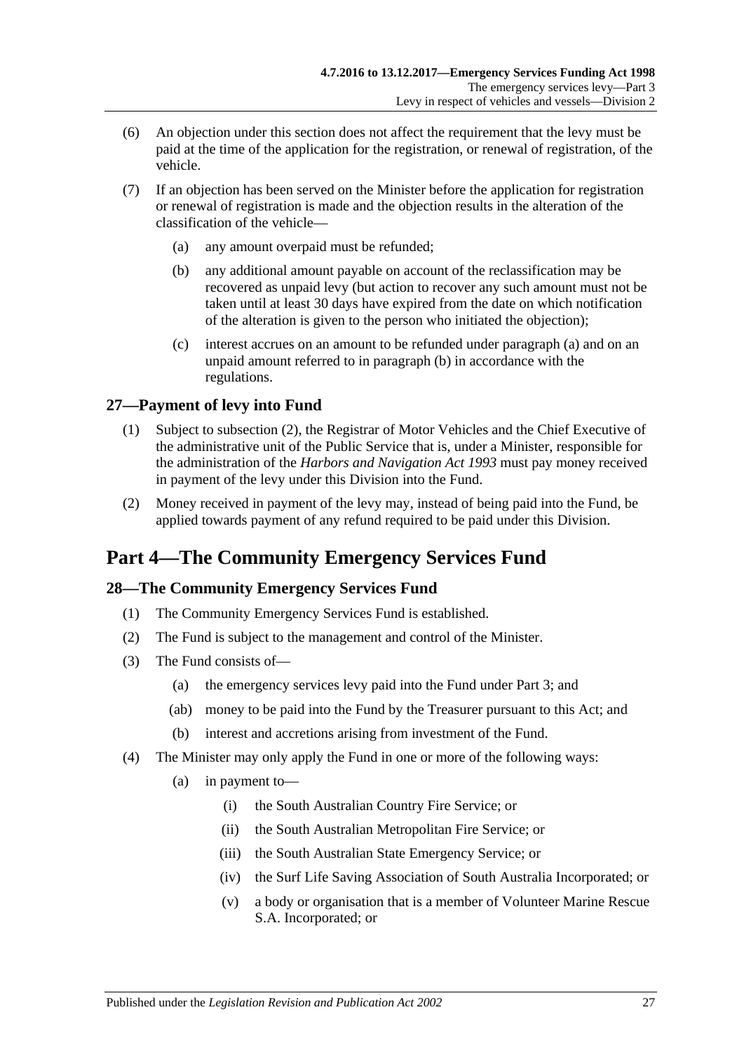(6) An objection under this section does not affect the requirement that the levy must be paid at the time of the application for the registration, or renewal of registration, of the vehicle.

(7) If an objection has been served on the Minister before the application for registration or renewal of registration is made and the objection results in the alteration of the classification of the vehicle—

(a) any amount overpaid must be refunded;

(b) any additional amount payable on account of the reclassification may be recovered as unpaid levy (but action to recover any such amount must not be taken until at least 30 days have expired from the date on which notification of the alteration is given to the person who initiated the objection);

(c) interest accrues on an amount to be refunded under paragraph (a) and on an unpaid amount referred to in paragraph (b) in accordance with the regulations.

## 27—Payment of levy into Fund

(1) Subject to subsection (2), the Registrar of Motor Vehicles and the Chief Executive of the administrative unit of the Public Service that is, under a Minister, responsible for the administration of the *Harbors and Navigation Act 1993* must pay money received in payment of the levy under this Division into the Fund.

(2) Money received in payment of the levy may, instead of being paid into the Fund, be applied towards payment of any refund required to be paid under this Division.

# Part 4—The Community Emergency Services Fund

## 28—The Community Emergency Services Fund

(1) The Community Emergency Services Fund is established.

(2) The Fund is subject to the management and control of the Minister.

(3) The Fund consists of—

(a) the emergency services levy paid into the Fund under Part 3; and

(ab) money to be paid into the Fund by the Treasurer pursuant to this Act; and

(b) interest and accretions arising from investment of the Fund.

(4) The Minister may only apply the Fund in one or more of the following ways:

(a) in payment to—

(i) the South Australian Country Fire Service; or

(ii) the South Australian Metropolitan Fire Service; or

(iii) the South Australian State Emergency Service; or

(iv) the Surf Life Saving Association of South Australia Incorporated; or

(v) a body or organisation that is a member of Volunteer Marine Rescue S.A. Incorporated; or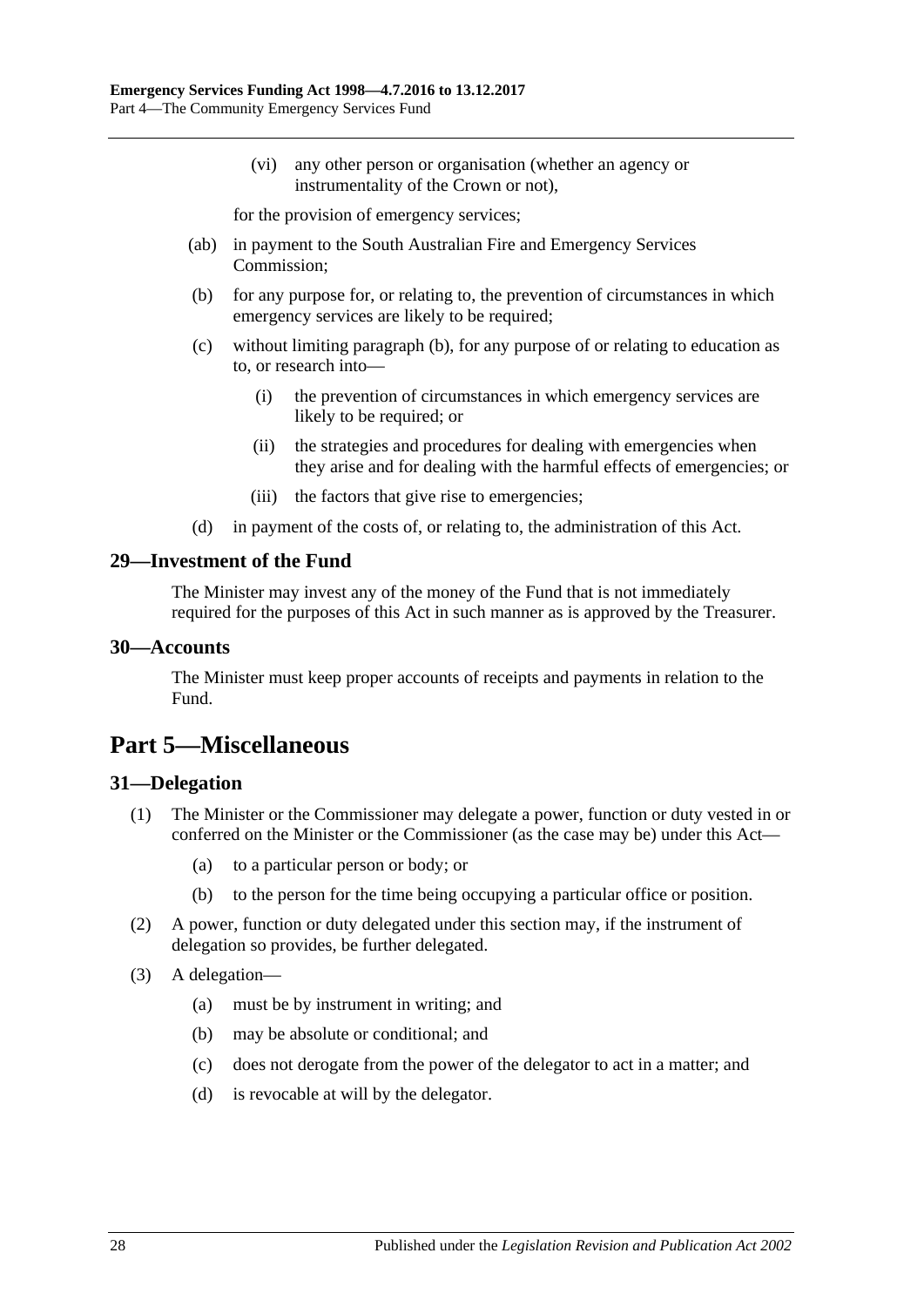(vi) any other person or organisation (whether an agency or instrumentality of the Crown or not),

for the provision of emergency services;

(ab) in payment to the South Australian Fire and Emergency Services Commission;

(b) for any purpose for, or relating to, the prevention of circumstances in which emergency services are likely to be required;

(c) without limiting paragraph (b), for any purpose of or relating to education as to, or research into—

(i) the prevention of circumstances in which emergency services are likely to be required; or

(ii) the strategies and procedures for dealing with emergencies when they arise and for dealing with the harmful effects of emergencies; or

(iii) the factors that give rise to emergencies;

(d) in payment of the costs of, or relating to, the administration of this Act.

### 29—Investment of the Fund

The Minister may invest any of the money of the Fund that is not immediately required for the purposes of this Act in such manner as is approved by the Treasurer.

### 30—Accounts

The Minister must keep proper accounts of receipts and payments in relation to the Fund.

## Part 5—Miscellaneous

### 31—Delegation

(1) The Minister or the Commissioner may delegate a power, function or duty vested in or conferred on the Minister or the Commissioner (as the case may be) under this Act—

(a) to a particular person or body; or

(b) to the person for the time being occupying a particular office or position.

(2) A power, function or duty delegated under this section may, if the instrument of delegation so provides, be further delegated.

(3) A delegation—

(a) must be by instrument in writing; and

(b) may be absolute or conditional; and

(c) does not derogate from the power of the delegator to act in a matter; and

(d) is revocable at will by the delegator.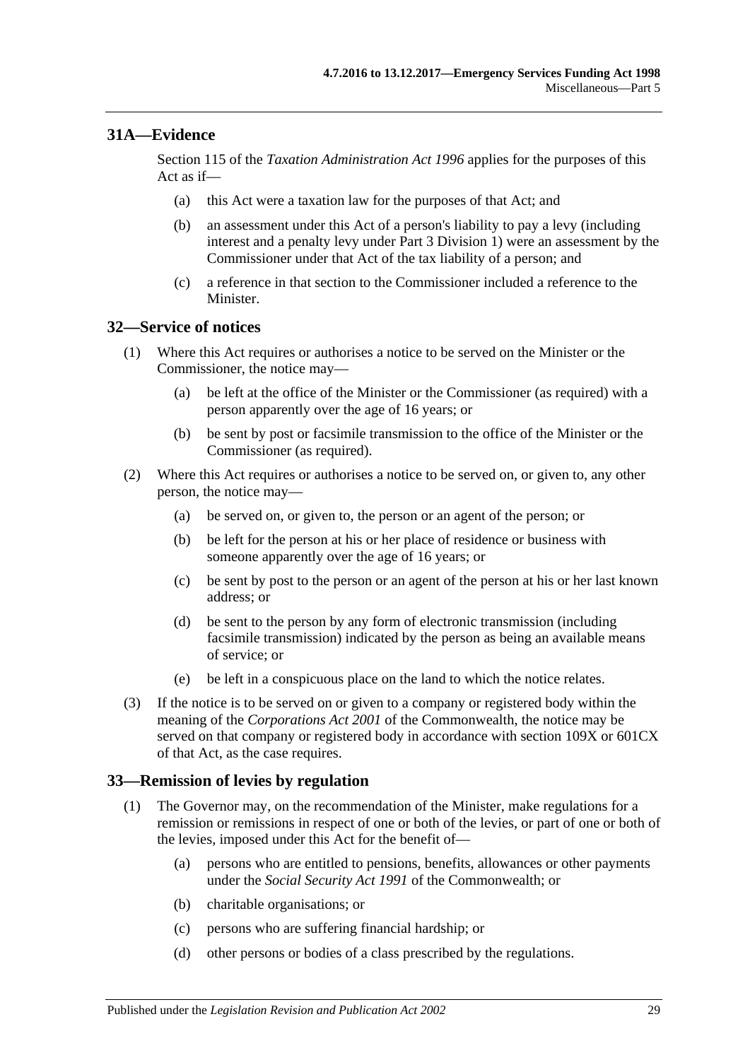## 31A—Evidence

Section 115 of the *Taxation Administration Act 1996* applies for the purposes of this Act as if—

- (a) this Act were a taxation law for the purposes of that Act; and
- (b) an assessment under this Act of a person's liability to pay a levy (including interest and a penalty levy under Part 3 Division 1) were an assessment by the Commissioner under that Act of the tax liability of a person; and
- (c) a reference in that section to the Commissioner included a reference to the Minister.

## 32—Service of notices

(1) Where this Act requires or authorises a notice to be served on the Minister or the Commissioner, the notice may—

- (a) be left at the office of the Minister or the Commissioner (as required) with a person apparently over the age of 16 years; or
- (b) be sent by post or facsimile transmission to the office of the Minister or the Commissioner (as required).

(2) Where this Act requires or authorises a notice to be served on, or given to, any other person, the notice may—

- (a) be served on, or given to, the person or an agent of the person; or
- (b) be left for the person at his or her place of residence or business with someone apparently over the age of 16 years; or
- (c) be sent by post to the person or an agent of the person at his or her last known address; or
- (d) be sent to the person by any form of electronic transmission (including facsimile transmission) indicated by the person as being an available means of service; or
- (e) be left in a conspicuous place on the land to which the notice relates.

(3) If the notice is to be served on or given to a company or registered body within the meaning of the *Corporations Act 2001* of the Commonwealth, the notice may be served on that company or registered body in accordance with section 109X or 601CX of that Act, as the case requires.

## 33—Remission of levies by regulation

(1) The Governor may, on the recommendation of the Minister, make regulations for a remission or remissions in respect of one or both of the levies, or part of one or both of the levies, imposed under this Act for the benefit of—

- (a) persons who are entitled to pensions, benefits, allowances or other payments under the *Social Security Act 1991* of the Commonwealth; or
- (b) charitable organisations; or
- (c) persons who are suffering financial hardship; or
- (d) other persons or bodies of a class prescribed by the regulations.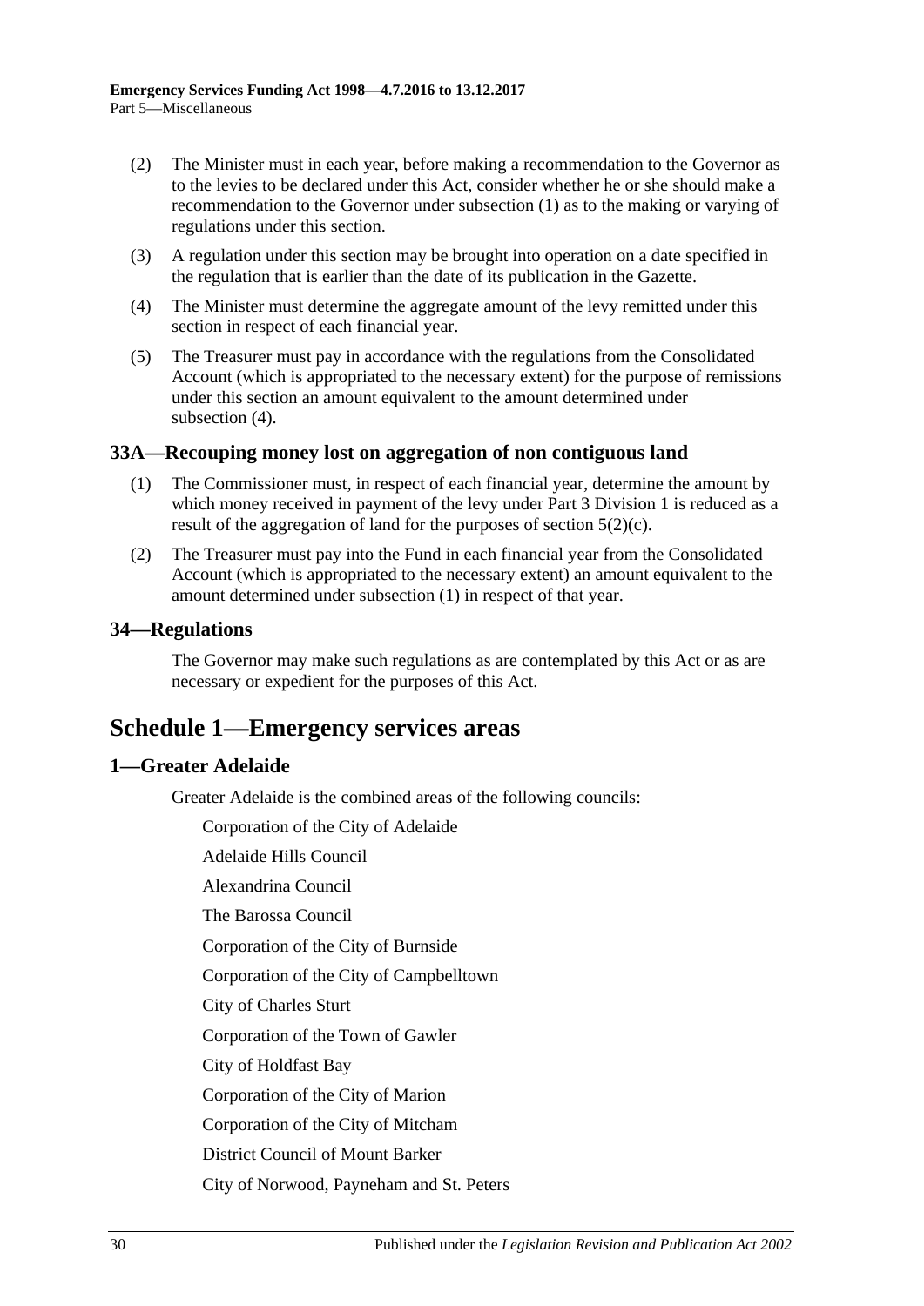(2) The Minister must in each year, before making a recommendation to the Governor as to the levies to be declared under this Act, consider whether he or she should make a recommendation to the Governor under subsection (1) as to the making or varying of regulations under this section.

(3) A regulation under this section may be brought into operation on a date specified in the regulation that is earlier than the date of its publication in the Gazette.

(4) The Minister must determine the aggregate amount of the levy remitted under this section in respect of each financial year.

(5) The Treasurer must pay in accordance with the regulations from the Consolidated Account (which is appropriated to the necessary extent) for the purpose of remissions under this section an amount equivalent to the amount determined under subsection (4).

### 33A—Recouping money lost on aggregation of non contiguous land

(1) The Commissioner must, in respect of each financial year, determine the amount by which money received in payment of the levy under Part 3 Division 1 is reduced as a result of the aggregation of land for the purposes of section 5(2)(c).

(2) The Treasurer must pay into the Fund in each financial year from the Consolidated Account (which is appropriated to the necessary extent) an amount equivalent to the amount determined under subsection (1) in respect of that year.

### 34—Regulations

The Governor may make such regulations as are contemplated by this Act or as are necessary or expedient for the purposes of this Act.

## Schedule 1—Emergency services areas

### 1—Greater Adelaide

Greater Adelaide is the combined areas of the following councils:

Corporation of the City of Adelaide

Adelaide Hills Council

Alexandrina Council

The Barossa Council

Corporation of the City of Burnside

Corporation of the City of Campbelltown

City of Charles Sturt

Corporation of the Town of Gawler

City of Holdfast Bay

Corporation of the City of Marion

Corporation of the City of Mitcham

District Council of Mount Barker

City of Norwood, Payneham and St. Peters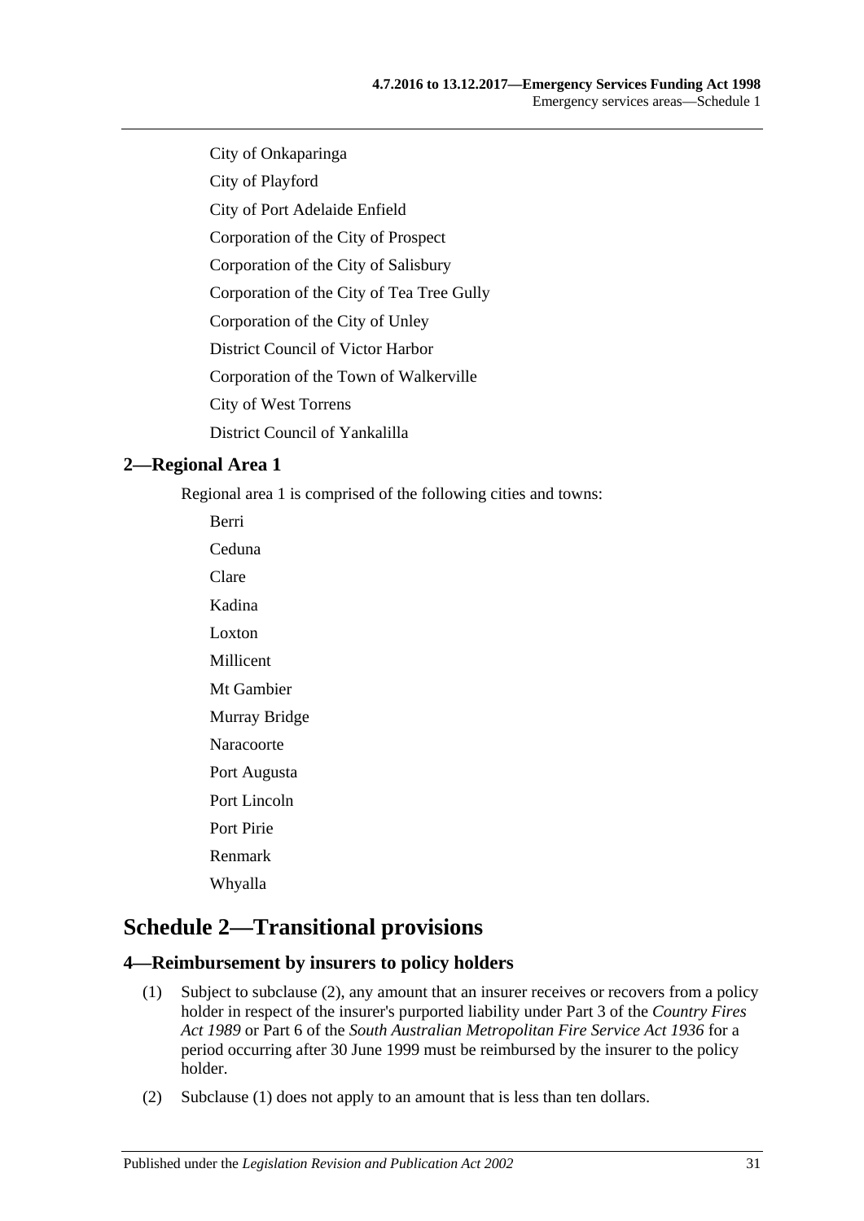City of Onkaparinga

City of Playford

City of Port Adelaide Enfield

Corporation of the City of Prospect

Corporation of the City of Salisbury

Corporation of the City of Tea Tree Gully

Corporation of the City of Unley

District Council of Victor Harbor

Corporation of the Town of Walkerville

City of West Torrens

District Council of Yankalilla

### 2—Regional Area 1

Regional area 1 is comprised of the following cities and towns:

Berri

Ceduna

Clare

Kadina

Loxton

Millicent

Mt Gambier

Murray Bridge

Naracoorte

Port Augusta

Port Lincoln

Port Pirie

Renmark

Whyalla

## Schedule 2—Transitional provisions

### 4—Reimbursement by insurers to policy holders

(1) Subject to subclause (2), any amount that an insurer receives or recovers from a policy holder in respect of the insurer's purported liability under Part 3 of the *Country Fires Act 1989* or Part 6 of the *South Australian Metropolitan Fire Service Act 1936* for a period occurring after 30 June 1999 must be reimbursed by the insurer to the policy holder.

(2) Subclause (1) does not apply to an amount that is less than ten dollars.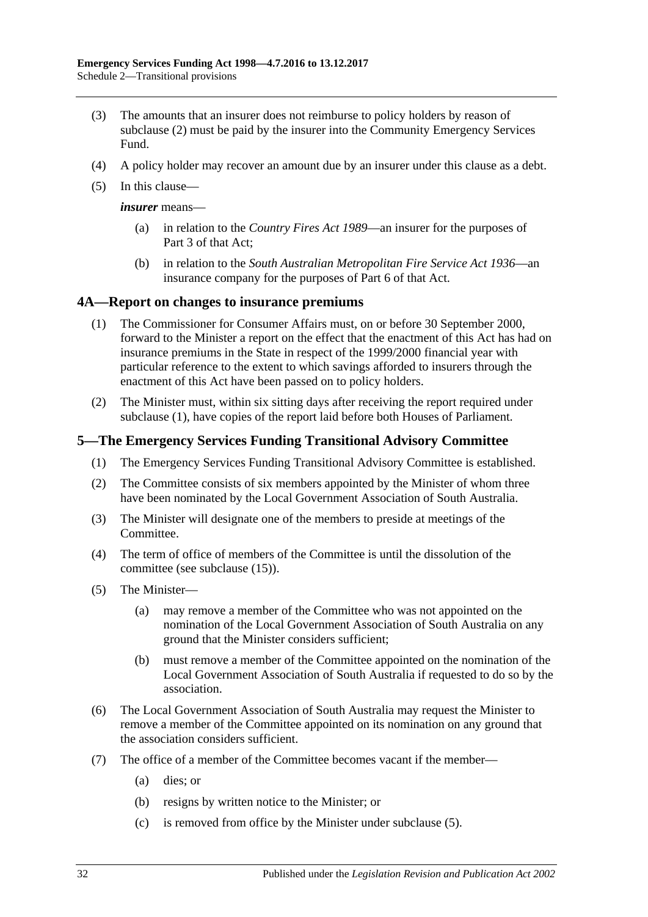(3) The amounts that an insurer does not reimburse to policy holders by reason of subclause (2) must be paid by the insurer into the Community Emergency Services Fund.

(4) A policy holder may recover an amount due by an insurer under this clause as a debt.

(5) In this clause—

***insurer*** means—

(a) in relation to the *Country Fires Act 1989*—an insurer for the purposes of Part 3 of that Act;

(b) in relation to the *South Australian Metropolitan Fire Service Act 1936*—an insurance company for the purposes of Part 6 of that Act.

## 4A—Report on changes to insurance premiums

(1) The Commissioner for Consumer Affairs must, on or before 30 September 2000, forward to the Minister a report on the effect that the enactment of this Act has had on insurance premiums in the State in respect of the 1999/2000 financial year with particular reference to the extent to which savings afforded to insurers through the enactment of this Act have been passed on to policy holders.

(2) The Minister must, within six sitting days after receiving the report required under subclause (1), have copies of the report laid before both Houses of Parliament.

## 5—The Emergency Services Funding Transitional Advisory Committee

(1) The Emergency Services Funding Transitional Advisory Committee is established.

(2) The Committee consists of six members appointed by the Minister of whom three have been nominated by the Local Government Association of South Australia.

(3) The Minister will designate one of the members to preside at meetings of the Committee.

(4) The term of office of members of the Committee is until the dissolution of the committee (see subclause (15)).

(5) The Minister—

(a) may remove a member of the Committee who was not appointed on the nomination of the Local Government Association of South Australia on any ground that the Minister considers sufficient;

(b) must remove a member of the Committee appointed on the nomination of the Local Government Association of South Australia if requested to do so by the association.

(6) The Local Government Association of South Australia may request the Minister to remove a member of the Committee appointed on its nomination on any ground that the association considers sufficient.

(7) The office of a member of the Committee becomes vacant if the member—

(a) dies; or

(b) resigns by written notice to the Minister; or

(c) is removed from office by the Minister under subclause (5).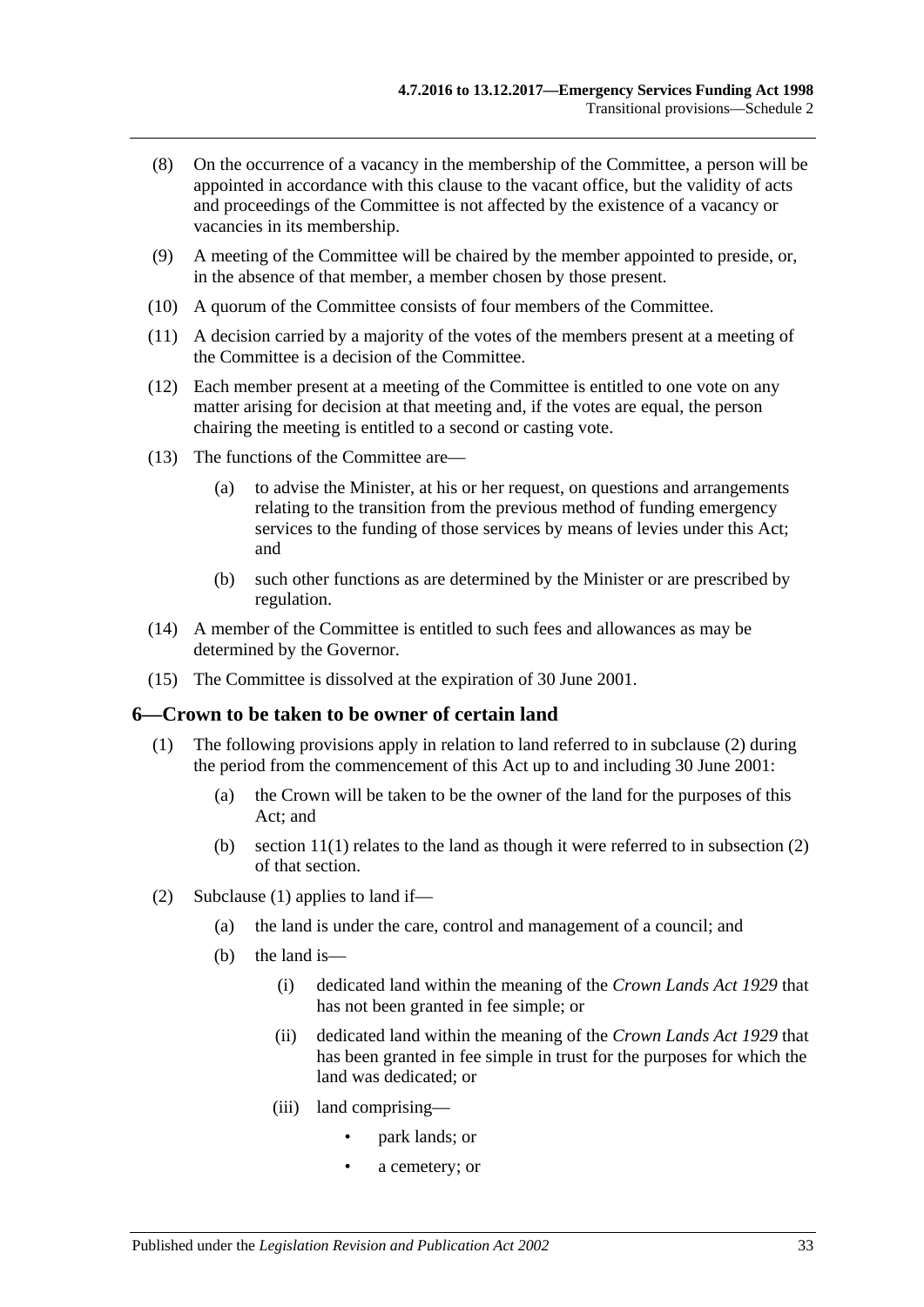(8) On the occurrence of a vacancy in the membership of the Committee, a person will be appointed in accordance with this clause to the vacant office, but the validity of acts and proceedings of the Committee is not affected by the existence of a vacancy or vacancies in its membership.

(9) A meeting of the Committee will be chaired by the member appointed to preside, or, in the absence of that member, a member chosen by those present.

(10) A quorum of the Committee consists of four members of the Committee.

(11) A decision carried by a majority of the votes of the members present at a meeting of the Committee is a decision of the Committee.

(12) Each member present at a meeting of the Committee is entitled to one vote on any matter arising for decision at that meeting and, if the votes are equal, the person chairing the meeting is entitled to a second or casting vote.

(13) The functions of the Committee are—

- (a) to advise the Minister, at his or her request, on questions and arrangements relating to the transition from the previous method of funding emergency services to the funding of those services by means of levies under this Act; and
- (b) such other functions as are determined by the Minister or are prescribed by regulation.

(14) A member of the Committee is entitled to such fees and allowances as may be determined by the Governor.

(15) The Committee is dissolved at the expiration of 30 June 2001.

## 6—Crown to be taken to be owner of certain land

(1) The following provisions apply in relation to land referred to in subclause (2) during the period from the commencement of this Act up to and including 30 June 2001:

- (a) the Crown will be taken to be the owner of the land for the purposes of this Act; and
- (b) section 11(1) relates to the land as though it were referred to in subsection (2) of that section.

(2) Subclause (1) applies to land if—

- (a) the land is under the care, control and management of a council; and
- (b) the land is—
  - (i) dedicated land within the meaning of the *Crown Lands Act 1929* that has not been granted in fee simple; or
  - (ii) dedicated land within the meaning of the *Crown Lands Act 1929* that has been granted in fee simple in trust for the purposes for which the land was dedicated; or
  - (iii) land comprising—
    - park lands; or
    - a cemetery; or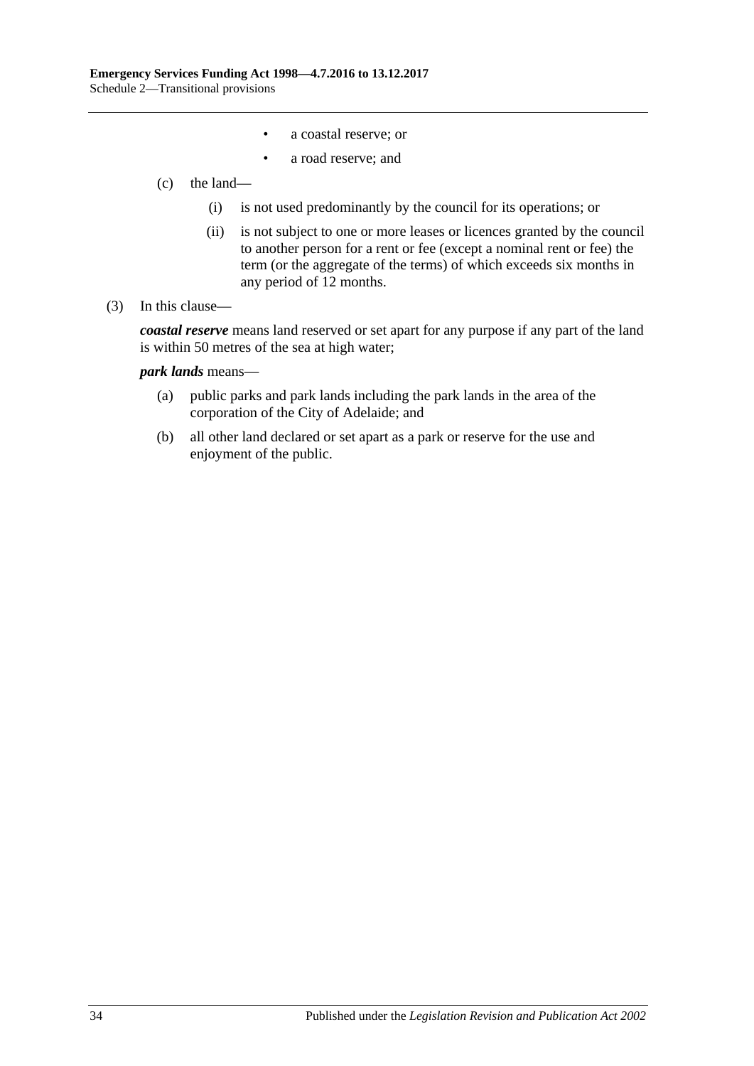- a coastal reserve; or
- a road reserve; and

(c) the land—

(i) is not used predominantly by the council for its operations; or

(ii) is not subject to one or more leases or licences granted by the council to another person for a rent or fee (except a nominal rent or fee) the term (or the aggregate of the terms) of which exceeds six months in any period of 12 months.

(3) In this clause—

***coastal reserve*** means land reserved or set apart for any purpose if any part of the land is within 50 metres of the sea at high water;

***park lands*** means—

(a) public parks and park lands including the park lands in the area of the corporation of the City of Adelaide; and

(b) all other land declared or set apart as a park or reserve for the use and enjoyment of the public.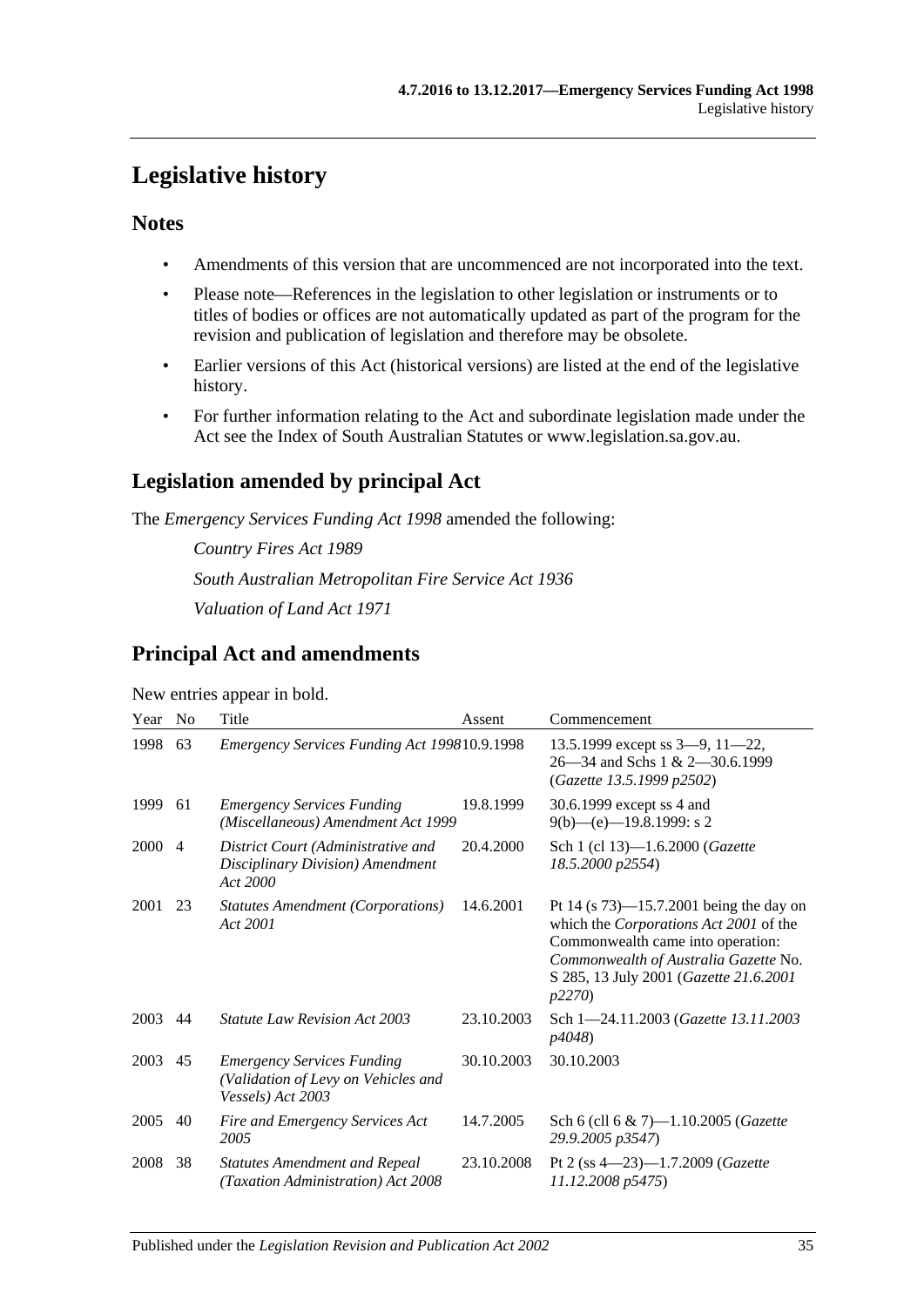# Legislative history

## Notes

- Amendments of this version that are uncommenced are not incorporated into the text.
- Please note—References in the legislation to other legislation or instruments or to titles of bodies or offices are not automatically updated as part of the program for the revision and publication of legislation and therefore may be obsolete.
- Earlier versions of this Act (historical versions) are listed at the end of the legislative history.
- For further information relating to the Act and subordinate legislation made under the Act see the Index of South Australian Statutes or www.legislation.sa.gov.au.

## Legislation amended by principal Act

The *Emergency Services Funding Act 1998* amended the following:

*Country Fires Act 1989*

*South Australian Metropolitan Fire Service Act 1936*

*Valuation of Land Act 1971*

## Principal Act and amendments

New entries appear in bold.

| Year | No | Title | Assent | Commencement |
|---|---|---|---|---|
| 1998 | 63 | *Emergency Services Funding Act 1998* | 10.9.1998 | 13.5.1999 except ss 3—9, 11—22, 26—34 and Schs 1 & 2—30.6.1999 (*Gazette 13.5.1999 p2502*) |
| 1999 | 61 | *Emergency Services Funding (Miscellaneous) Amendment Act 1999* | 19.8.1999 | 30.6.1999 except ss 4 and 9(b)—(e)—19.8.1999: s 2 |
| 2000 | 4 | *District Court (Administrative and Disciplinary Division) Amendment Act 2000* | 20.4.2000 | Sch 1 (cl 13)—1.6.2000 (*Gazette 18.5.2000 p2554*) |
| 2001 | 23 | *Statutes Amendment (Corporations) Act 2001* | 14.6.2001 | Pt 14 (s 73)—15.7.2001 being the day on which the *Corporations Act 2001* of the Commonwealth came into operation: *Commonwealth of Australia Gazette* No. S 285, 13 July 2001 (*Gazette 21.6.2001 p2270*) |
| 2003 | 44 | *Statute Law Revision Act 2003* | 23.10.2003 | Sch 1—24.11.2003 (*Gazette 13.11.2003 p4048*) |
| 2003 | 45 | *Emergency Services Funding (Validation of Levy on Vehicles and Vessels) Act 2003* | 30.10.2003 | 30.10.2003 |
| 2005 | 40 | *Fire and Emergency Services Act 2005* | 14.7.2005 | Sch 6 (cll 6 & 7)—1.10.2005 (*Gazette 29.9.2005 p3547*) |
| 2008 | 38 | *Statutes Amendment and Repeal (Taxation Administration) Act 2008* | 23.10.2008 | Pt 2 (ss 4—23)—1.7.2009 (*Gazette 11.12.2008 p5475*) |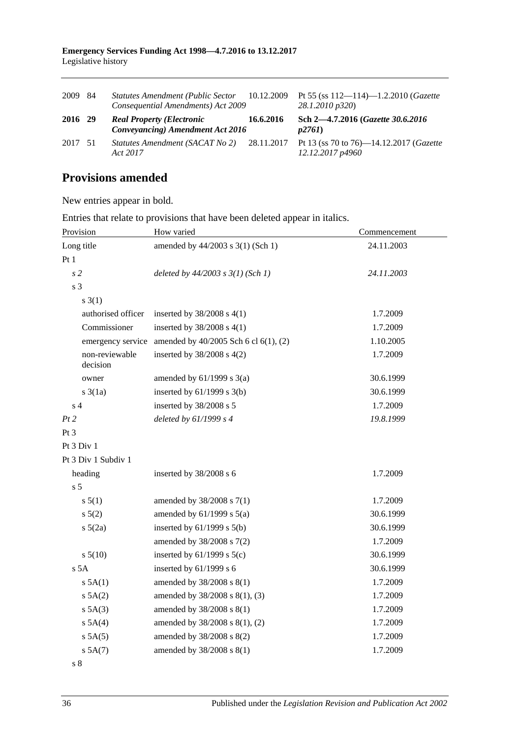| | | | | |
|---|---|---|---|---|
| 2009 | 84 | *Statutes Amendment (Public Sector Consequential Amendments) Act 2009* | 10.12.2009 | Pt 55 (ss 112—114)—1.2.2010 (*Gazette 28.1.2010 p320*) |
| **2016** | **29** | ***Real Property (Electronic Conveyancing) Amendment Act 2016*** | **16.6.2016** | **Sch 2—4.7.2016 (*Gazette 30.6.2016 p2761*)** |
| 2017 | 51 | *Statutes Amendment (SACAT No 2) Act 2017* | 28.11.2017 | Pt 13 (ss 70 to 76)—14.12.2017 (*Gazette 12.12.2017 p4960*) |

## Provisions amended

New entries appear in bold.

Entries that relate to provisions that have been deleted appear in italics.

| Provision | How varied | Commencement |
|---|---|---|
| Long title | amended by 44/2003 s 3(1) (Sch 1) | 24.11.2003 |
| Pt 1 | | |
| *s 2* | *deleted by 44/2003 s 3(1) (Sch 1)* | *24.11.2003* |
| s 3 | | |
| s 3(1) | | |
| authorised officer | inserted by 38/2008 s 4(1) | 1.7.2009 |
| Commissioner | inserted by 38/2008 s 4(1) | 1.7.2009 |
| emergency service | amended by 40/2005 Sch 6 cl 6(1), (2) | 1.10.2005 |
| non-reviewable decision | inserted by 38/2008 s 4(2) | 1.7.2009 |
| owner | amended by 61/1999 s 3(a) | 30.6.1999 |
| s 3(1a) | inserted by 61/1999 s 3(b) | 30.6.1999 |
| s 4 | inserted by 38/2008 s 5 | 1.7.2009 |
| *Pt 2* | *deleted by 61/1999 s 4* | *19.8.1999* |
| Pt 3 | | |
| Pt 3 Div 1 | | |
| Pt 3 Div 1 Subdiv 1 | | |
| heading | inserted by 38/2008 s 6 | 1.7.2009 |
| s 5 | | |
| s 5(1) | amended by 38/2008 s 7(1) | 1.7.2009 |
| s 5(2) | amended by 61/1999 s 5(a) | 30.6.1999 |
| s 5(2a) | inserted by 61/1999 s 5(b) | 30.6.1999 |
| | amended by 38/2008 s 7(2) | 1.7.2009 |
| s 5(10) | inserted by 61/1999 s 5(c) | 30.6.1999 |
| s 5A | inserted by 61/1999 s 6 | 30.6.1999 |
| s 5A(1) | amended by 38/2008 s 8(1) | 1.7.2009 |
| s 5A(2) | amended by 38/2008 s 8(1), (3) | 1.7.2009 |
| s 5A(3) | amended by 38/2008 s 8(1) | 1.7.2009 |
| s 5A(4) | amended by 38/2008 s 8(1), (2) | 1.7.2009 |
| s 5A(5) | amended by 38/2008 s 8(2) | 1.7.2009 |
| s 5A(7) | amended by 38/2008 s 8(1) | 1.7.2009 |
| s 8 | | |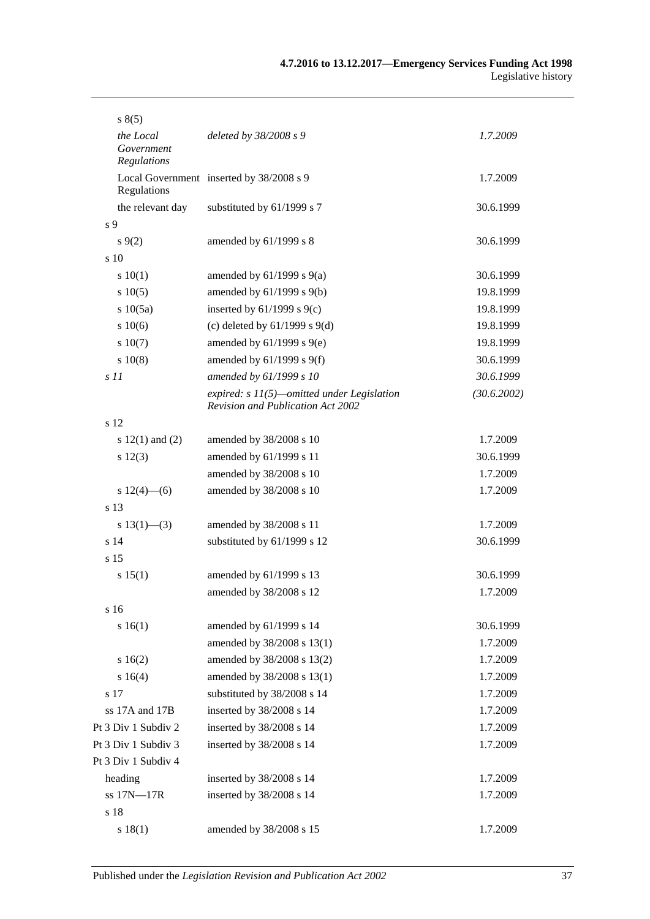| Provision | How varied | Commencement |
|---|---|---|
| s 8(5) | | |
| *the Local Government Regulations* | *deleted by 38/2008 s 9* | *1.7.2009* |
| Local Government Regulations | inserted by 38/2008 s 9 | 1.7.2009 |
| the relevant day | substituted by 61/1999 s 7 | 30.6.1999 |
| s 9 | | |
| s 9(2) | amended by 61/1999 s 8 | 30.6.1999 |
| s 10 | | |
| s 10(1) | amended by 61/1999 s 9(a) | 30.6.1999 |
| s 10(5) | amended by 61/1999 s 9(b) | 19.8.1999 |
| s 10(5a) | inserted by 61/1999 s 9(c) | 19.8.1999 |
| s 10(6) | (c) deleted by 61/1999 s 9(d) | 19.8.1999 |
| s 10(7) | amended by 61/1999 s 9(e) | 19.8.1999 |
| s 10(8) | amended by 61/1999 s 9(f) | 30.6.1999 |
| *s 11* | *amended by 61/1999 s 10* | *30.6.1999* |
| | *expired: s 11(5)—omitted under Legislation Revision and Publication Act 2002* | *(30.6.2002)* |
| s 12 | | |
| s 12(1) and (2) | amended by 38/2008 s 10 | 1.7.2009 |
| s 12(3) | amended by 61/1999 s 11 | 30.6.1999 |
| | amended by 38/2008 s 10 | 1.7.2009 |
| s 12(4)—(6) | amended by 38/2008 s 10 | 1.7.2009 |
| s 13 | | |
| s 13(1)—(3) | amended by 38/2008 s 11 | 1.7.2009 |
| s 14 | substituted by 61/1999 s 12 | 30.6.1999 |
| s 15 | | |
| s 15(1) | amended by 61/1999 s 13 | 30.6.1999 |
| | amended by 38/2008 s 12 | 1.7.2009 |
| s 16 | | |
| s 16(1) | amended by 61/1999 s 14 | 30.6.1999 |
| | amended by 38/2008 s 13(1) | 1.7.2009 |
| s 16(2) | amended by 38/2008 s 13(2) | 1.7.2009 |
| s 16(4) | amended by 38/2008 s 13(1) | 1.7.2009 |
| s 17 | substituted by 38/2008 s 14 | 1.7.2009 |
| ss 17A and 17B | inserted by 38/2008 s 14 | 1.7.2009 |
| Pt 3 Div 1 Subdiv 2 | inserted by 38/2008 s 14 | 1.7.2009 |
| Pt 3 Div 1 Subdiv 3 | inserted by 38/2008 s 14 | 1.7.2009 |
| Pt 3 Div 1 Subdiv 4 | | |
| heading | inserted by 38/2008 s 14 | 1.7.2009 |
| ss 17N—17R | inserted by 38/2008 s 14 | 1.7.2009 |
| s 18 | | |
| s 18(1) | amended by 38/2008 s 15 | 1.7.2009 |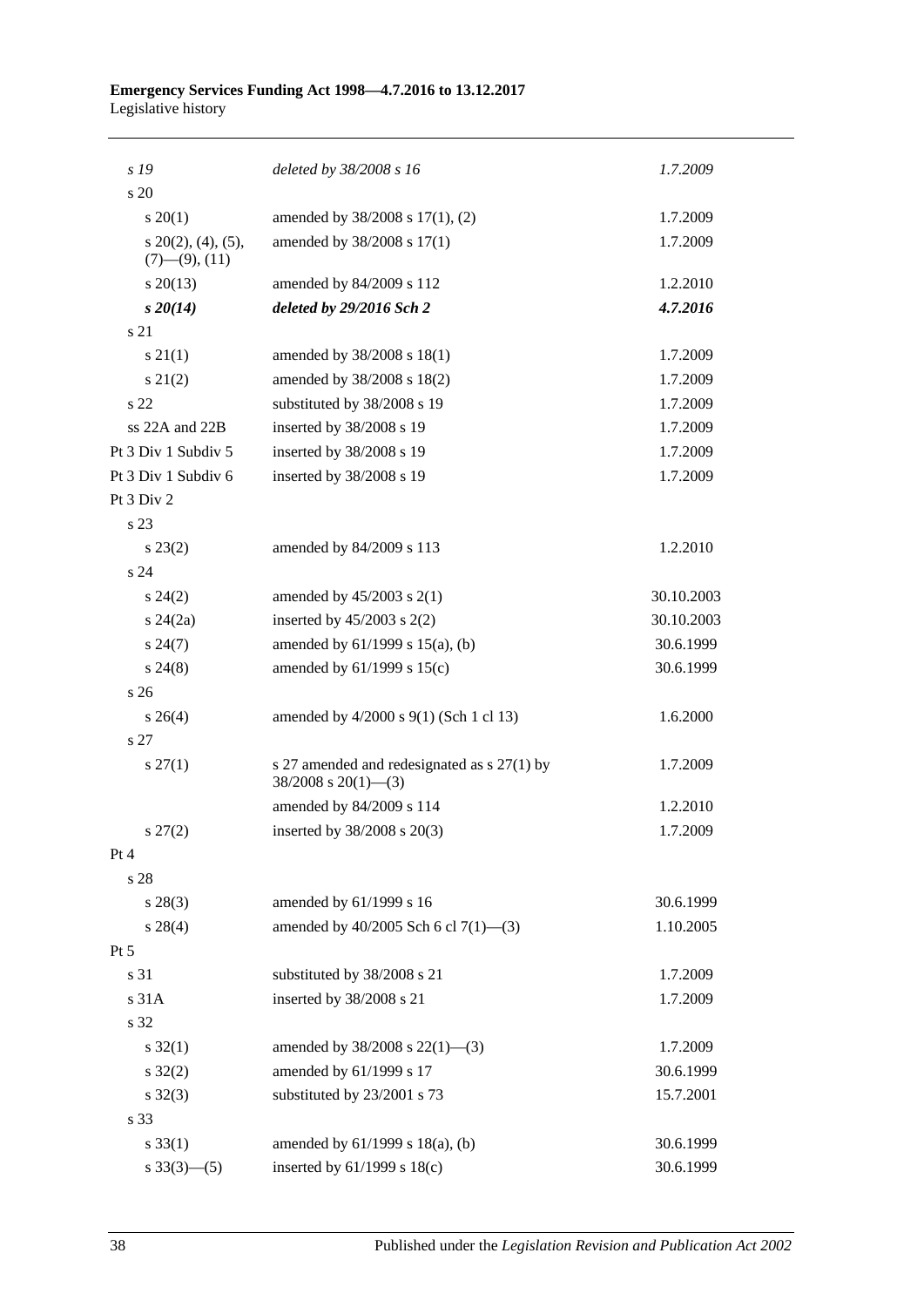| | | |
|---|---|---|
| *s 19* | *deleted by 38/2008 s 16* | *1.7.2009* |
| s 20 | | |
| s 20(1) | amended by 38/2008 s 17(1), (2) | 1.7.2009 |
| s 20(2), (4), (5), (7)—(9), (11) | amended by 38/2008 s 17(1) | 1.7.2009 |
| s 20(13) | amended by 84/2009 s 112 | 1.2.2010 |
| ***s 20(14)*** | ***deleted by 29/2016 Sch 2*** | ***4.7.2016*** |
| s 21 | | |
| s 21(1) | amended by 38/2008 s 18(1) | 1.7.2009 |
| s 21(2) | amended by 38/2008 s 18(2) | 1.7.2009 |
| s 22 | substituted by 38/2008 s 19 | 1.7.2009 |
| ss 22A and 22B | inserted by 38/2008 s 19 | 1.7.2009 |
| Pt 3 Div 1 Subdiv 5 | inserted by 38/2008 s 19 | 1.7.2009 |
| Pt 3 Div 1 Subdiv 6 | inserted by 38/2008 s 19 | 1.7.2009 |
| Pt 3 Div 2 | | |
| s 23 | | |
| s 23(2) | amended by 84/2009 s 113 | 1.2.2010 |
| s 24 | | |
| s 24(2) | amended by 45/2003 s 2(1) | 30.10.2003 |
| s 24(2a) | inserted by 45/2003 s 2(2) | 30.10.2003 |
| s 24(7) | amended by 61/1999 s 15(a), (b) | 30.6.1999 |
| s 24(8) | amended by 61/1999 s 15(c) | 30.6.1999 |
| s 26 | | |
| s 26(4) | amended by 4/2000 s 9(1) (Sch 1 cl 13) | 1.6.2000 |
| s 27 | | |
| s 27(1) | s 27 amended and redesignated as s 27(1) by 38/2008 s 20(1)—(3) | 1.7.2009 |
| | amended by 84/2009 s 114 | 1.2.2010 |
| s 27(2) | inserted by 38/2008 s 20(3) | 1.7.2009 |
| Pt 4 | | |
| s 28 | | |
| s 28(3) | amended by 61/1999 s 16 | 30.6.1999 |
| s 28(4) | amended by 40/2005 Sch 6 cl 7(1)—(3) | 1.10.2005 |
| Pt 5 | | |
| s 31 | substituted by 38/2008 s 21 | 1.7.2009 |
| s 31A | inserted by 38/2008 s 21 | 1.7.2009 |
| s 32 | | |
| s 32(1) | amended by 38/2008 s 22(1)—(3) | 1.7.2009 |
| s 32(2) | amended by 61/1999 s 17 | 30.6.1999 |
| s 32(3) | substituted by 23/2001 s 73 | 15.7.2001 |
| s 33 | | |
| s 33(1) | amended by 61/1999 s 18(a), (b) | 30.6.1999 |
| s 33(3)—(5) | inserted by 61/1999 s 18(c) | 30.6.1999 |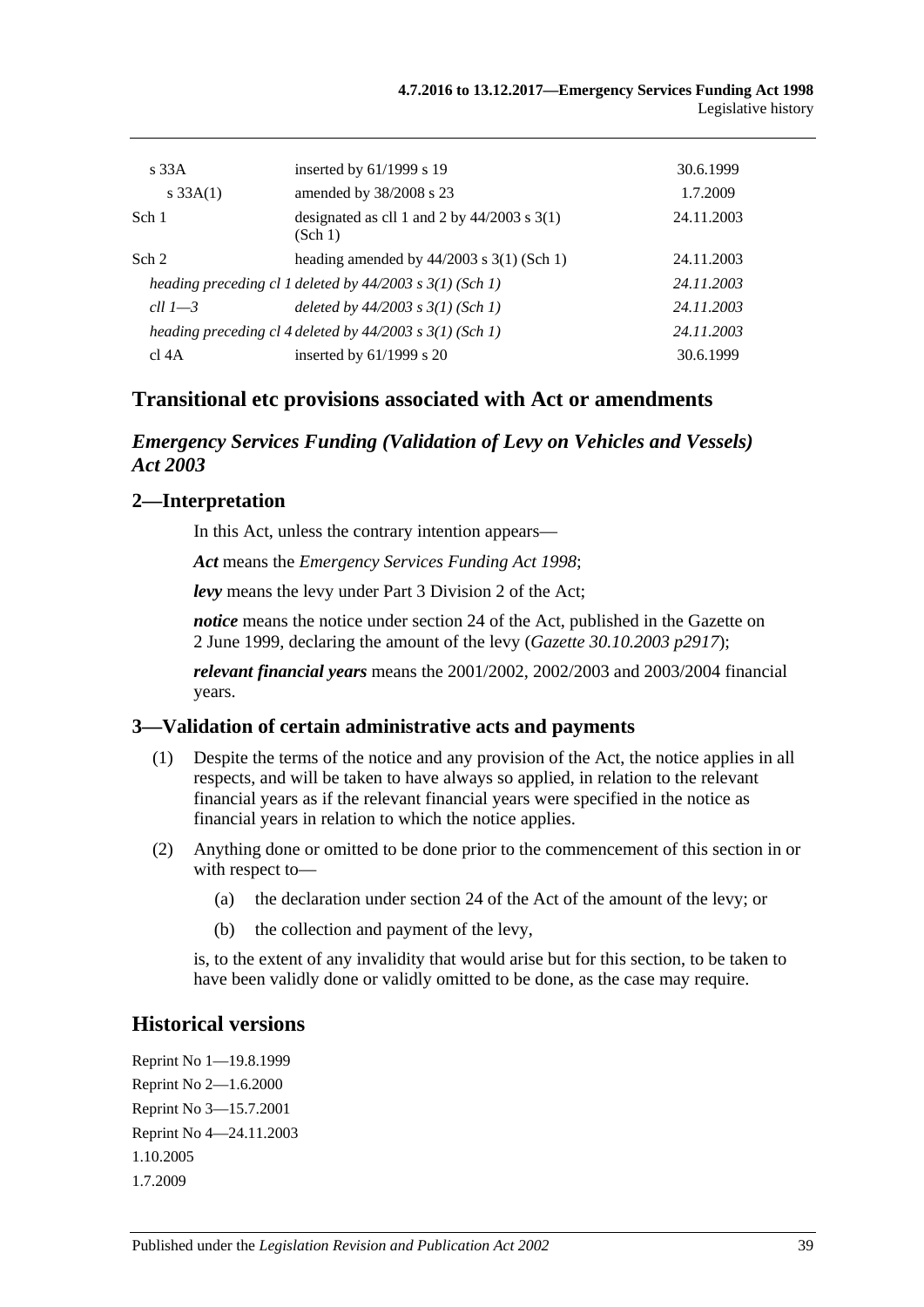| | | |
|---|---|---|
| s 33A | inserted by 61/1999 s 19 | 30.6.1999 |
| s 33A(1) | amended by 38/2008 s 23 | 1.7.2009 |
| Sch 1 | designated as cll 1 and 2 by 44/2003 s 3(1) (Sch 1) | 24.11.2003 |
| Sch 2 | heading amended by 44/2003 s 3(1) (Sch 1) | 24.11.2003 |
| *heading preceding cl 1 deleted by 44/2003 s 3(1) (Sch 1)* | | *24.11.2003* |
| *cll 1—3* | *deleted by 44/2003 s 3(1) (Sch 1)* | *24.11.2003* |
| *heading preceding cl 4 deleted by 44/2003 s 3(1) (Sch 1)* | | *24.11.2003* |
| cl 4A | inserted by 61/1999 s 20 | 30.6.1999 |

## Transitional etc provisions associated with Act or amendments

### *Emergency Services Funding (Validation of Levy on Vehicles and Vessels) Act 2003*

### 2—Interpretation

In this Act, unless the contrary intention appears—

***Act*** means the *Emergency Services Funding Act 1998*;

***levy*** means the levy under Part 3 Division 2 of the Act;

***notice*** means the notice under section 24 of the Act, published in the Gazette on 2 June 1999, declaring the amount of the levy (*Gazette 30.10.2003 p2917*);

***relevant financial years*** means the 2001/2002, 2002/2003 and 2003/2004 financial years.

### 3—Validation of certain administrative acts and payments

(1) Despite the terms of the notice and any provision of the Act, the notice applies in all respects, and will be taken to have always so applied, in relation to the relevant financial years as if the relevant financial years were specified in the notice as financial years in relation to which the notice applies.

(2) Anything done or omitted to be done prior to the commencement of this section in or with respect to—

(a) the declaration under section 24 of the Act of the amount of the levy; or

(b) the collection and payment of the levy,

is, to the extent of any invalidity that would arise but for this section, to be taken to have been validly done or validly omitted to be done, as the case may require.

## Historical versions

Reprint No 1—19.8.1999
Reprint No 2—1.6.2000
Reprint No 3—15.7.2001
Reprint No 4—24.11.2003
1.10.2005
1.7.2009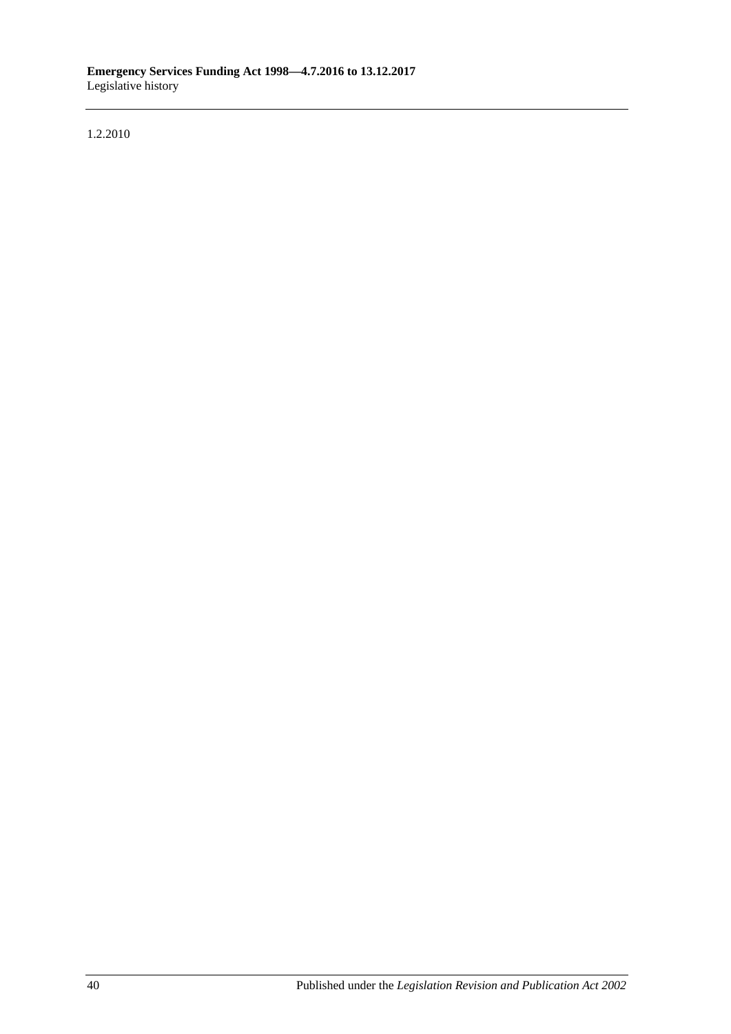1.2.2010